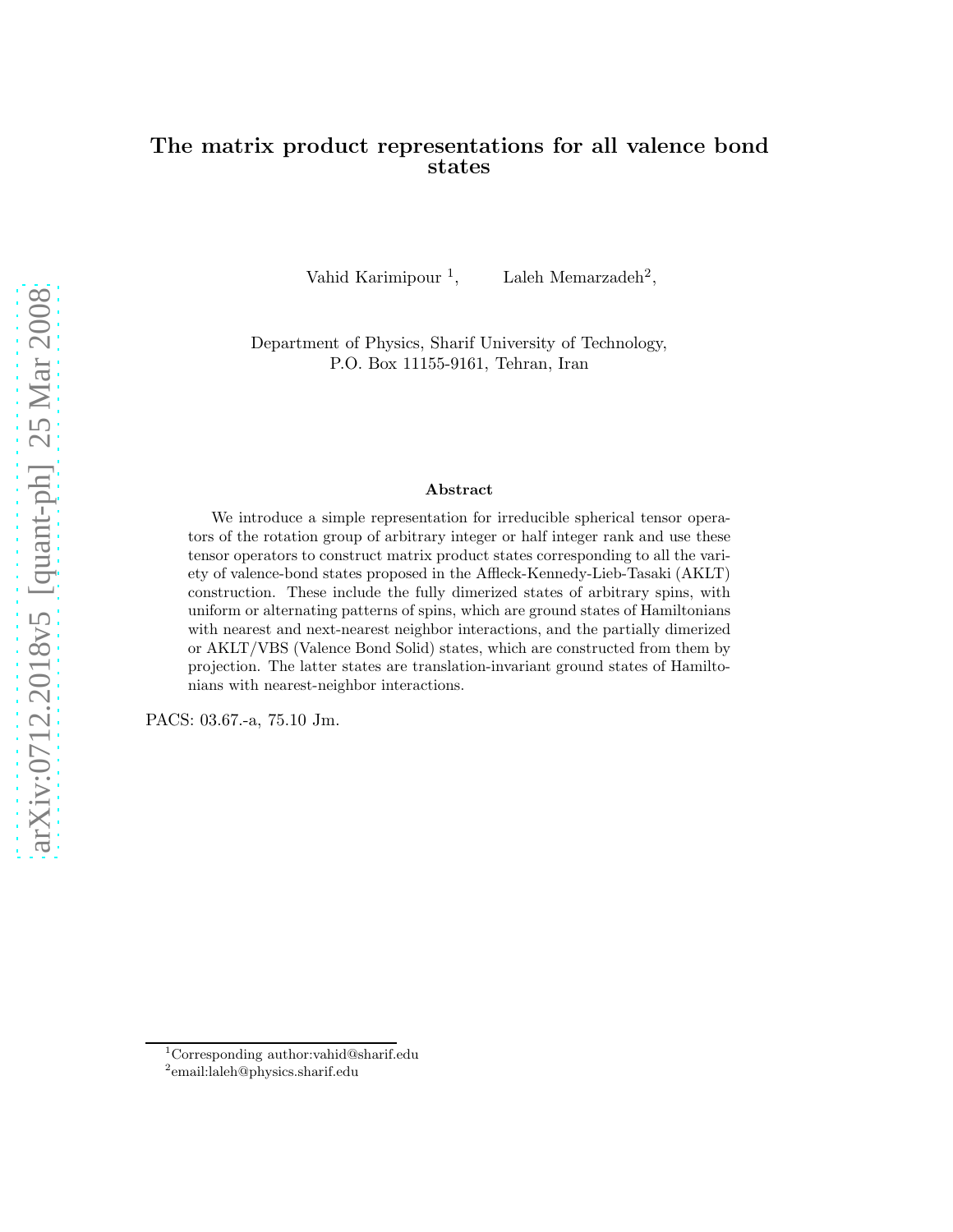# The matrix product representations for all valence bond states

Vahid Karimipour [1], Laleh Memarzadeh[2],

Department of Physics, Sharif University of Technology,
P.O. Box 11155-9161, Tehran, Iran

## Abstract

We introduce a simple representation for irreducible spherical tensor operators of the rotation group of arbitrary integer or half integer rank and use these tensor operators to construct matrix product states corresponding to all the variety of valence-bond states proposed in the Affleck-Kennedy-Lieb-Tasaki (AKLT) construction. These include the fully dimerized states of arbitrary spins, with uniform or alternating patterns of spins, which are ground states of Hamiltonians with nearest and next-nearest neighbor interactions, and the partially dimerized or AKLT/VBS (Valence Bond Solid) states, which are constructed from them by projection. The latter states are translation-invariant ground states of Hamiltonians with nearest-neighbor interactions.

PACS: 03.67.-a, 75.10 Jm.

[1] Corresponding author:vahid@sharif.edu

[2] email:laleh@physics.sharif.edu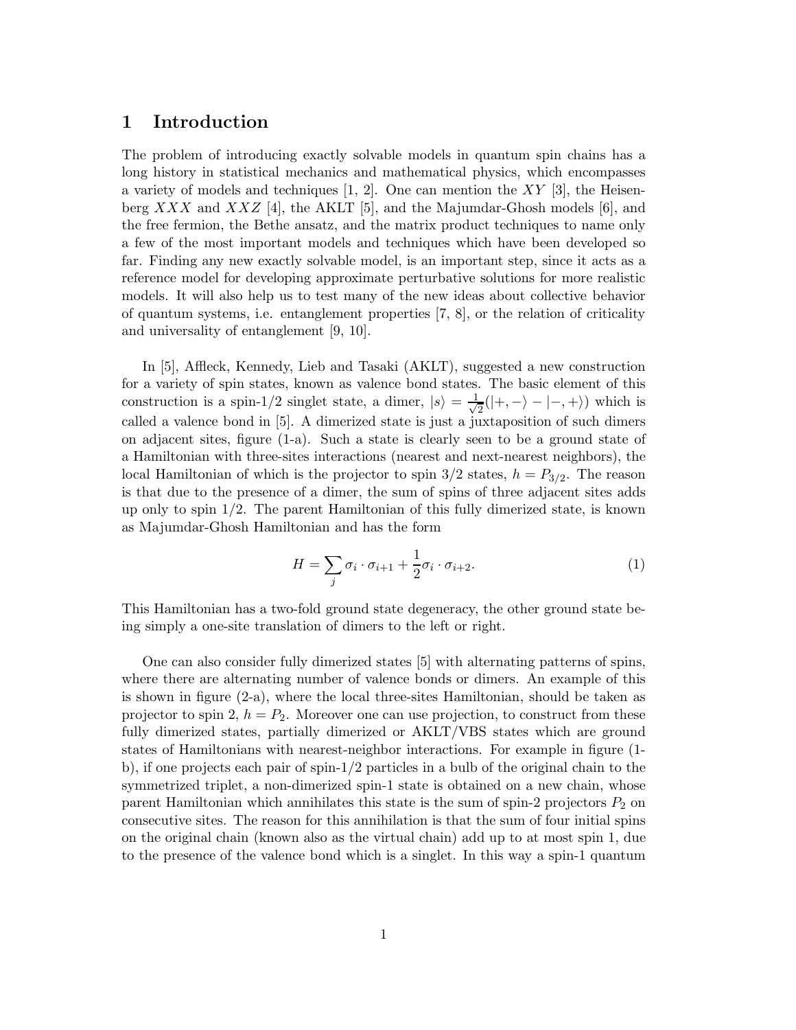# 1 Introduction

The problem of introducing exactly solvable models in quantum spin chains has a long history in statistical mechanics and mathematical physics, which encompasses a variety of models and techniques [1, 2]. One can mention the $XY$ [3], the Heisenberg $XXX$ and $XXZ$ [4], the AKLT [5], and the Majumdar-Ghosh models [6], and the free fermion, the Bethe ansatz, and the matrix product techniques to name only a few of the most important models and techniques which have been developed so far. Finding any new exactly solvable model, is an important step, since it acts as a reference model for developing approximate perturbative solutions for more realistic models. It will also help us to test many of the new ideas about collective behavior of quantum systems, i.e. entanglement properties [7, 8], or the relation of criticality and universality of entanglement [9, 10].

In [5], Affleck, Kennedy, Lieb and Tasaki (AKLT), suggested a new construction for a variety of spin states, known as valence bond states. The basic element of this construction is a spin-1/2 singlet state, a dimer, $|s\rangle = \frac{1}{\sqrt{2}}(|+,-\rangle - |-,+\rangle)$ which is called a valence bond in [5]. A dimerized state is just a juxtaposition of such dimers on adjacent sites, figure (1-a). Such a state is clearly seen to be a ground state of a Hamiltonian with three-sites interactions (nearest and next-nearest neighbors), the local Hamiltonian of which is the projector to spin 3/2 states, $h = P_{3/2}$. The reason is that due to the presence of a dimer, the sum of spins of three adjacent sites adds up only to spin 1/2. The parent Hamiltonian of this fully dimerized state, is known as Majumdar-Ghosh Hamiltonian and has the form

$$H = \sum_j \sigma_i \cdot \sigma_{i+1} + \frac{1}{2}\sigma_i \cdot \sigma_{i+2}. \tag{1}$$

This Hamiltonian has a two-fold ground state degeneracy, the other ground state being simply a one-site translation of dimers to the left or right.

One can also consider fully dimerized states [5] with alternating patterns of spins, where there are alternating number of valence bonds or dimers. An example of this is shown in figure (2-a), where the local three-sites Hamiltonian, should be taken as projector to spin 2, $h = P_2$. Moreover one can use projection, to construct from these fully dimerized states, partially dimerized or AKLT/VBS states which are ground states of Hamiltonians with nearest-neighbor interactions. For example in figure (1-b), if one projects each pair of spin-1/2 particles in a bulb of the original chain to the symmetrized triplet, a non-dimerized spin-1 state is obtained on a new chain, whose parent Hamiltonian which annihilates this state is the sum of spin-2 projectors $P_2$ on consecutive sites. The reason for this annihilation is that the sum of four initial spins on the original chain (known also as the virtual chain) add up to at most spin 1, due to the presence of the valence bond which is a singlet. In this way a spin-1 quantum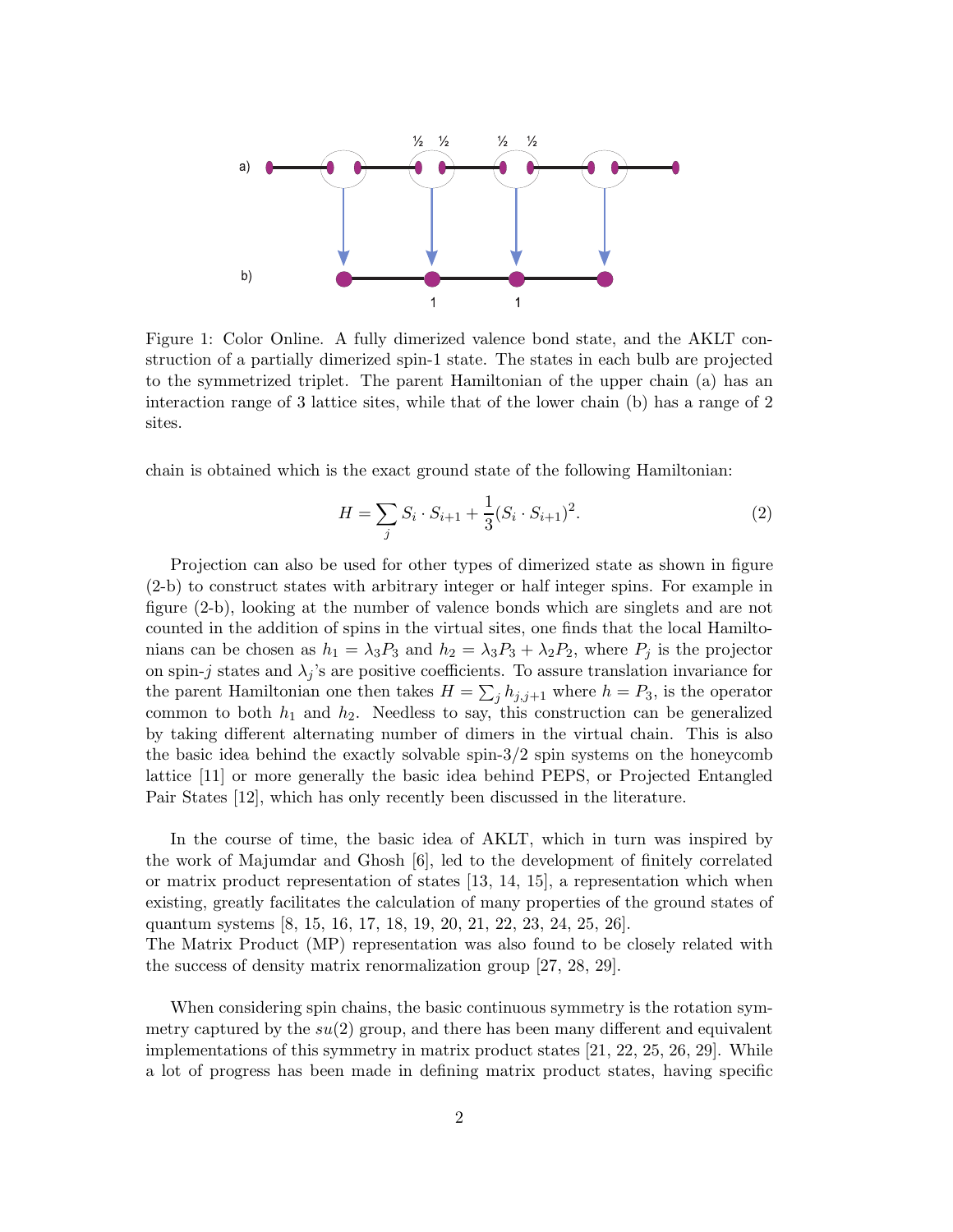Figure 1: Color Online. A fully dimerized valence bond state, and the AKLT construction of a partially dimerized spin-1 state. The states in each bulb are projected to the symmetrized triplet. The parent Hamiltonian of the upper chain (a) has an interaction range of 3 lattice sites, while that of the lower chain (b) has a range of 2 sites.

chain is obtained which is the exact ground state of the following Hamiltonian:

$$H = \sum_j S_i \cdot S_{i+1} + \frac{1}{3}(S_i \cdot S_{i+1})^2. \tag{2}$$

Projection can also be used for other types of dimerized state as shown in figure (2-b) to construct states with arbitrary integer or half integer spins. For example in figure (2-b), looking at the number of valence bonds which are singlets and are not counted in the addition of spins in the virtual sites, one finds that the local Hamiltonians can be chosen as $h_1 = \lambda_3 P_3$ and $h_2 = \lambda_3 P_3 + \lambda_2 P_2$, where $P_j$ is the projector on spin-$j$ states and $\lambda_j$'s are positive coefficients. To assure translation invariance for the parent Hamiltonian one then takes $H = \sum_j h_{j,j+1}$ where $h = P_3$, is the operator common to both $h_1$ and $h_2$. Needless to say, this construction can be generalized by taking different alternating number of dimers in the virtual chain. This is also the basic idea behind the exactly solvable spin-3/2 spin systems on the honeycomb lattice [11] or more generally the basic idea behind PEPS, or Projected Entangled Pair States [12], which has only recently been discussed in the literature.

In the course of time, the basic idea of AKLT, which in turn was inspired by the work of Majumdar and Ghosh [6], led to the development of finitely correlated or matrix product representation of states [13, 14, 15], a representation which when existing, greatly facilitates the calculation of many properties of the ground states of quantum systems [8, 15, 16, 17, 18, 19, 20, 21, 22, 23, 24, 25, 26].
The Matrix Product (MP) representation was also found to be closely related with the success of density matrix renormalization group [27, 28, 29].

When considering spin chains, the basic continuous symmetry is the rotation symmetry captured by the $su(2)$ group, and there has been many different and equivalent implementations of this symmetry in matrix product states [21, 22, 25, 26, 29]. While a lot of progress has been made in defining matrix product states, having specific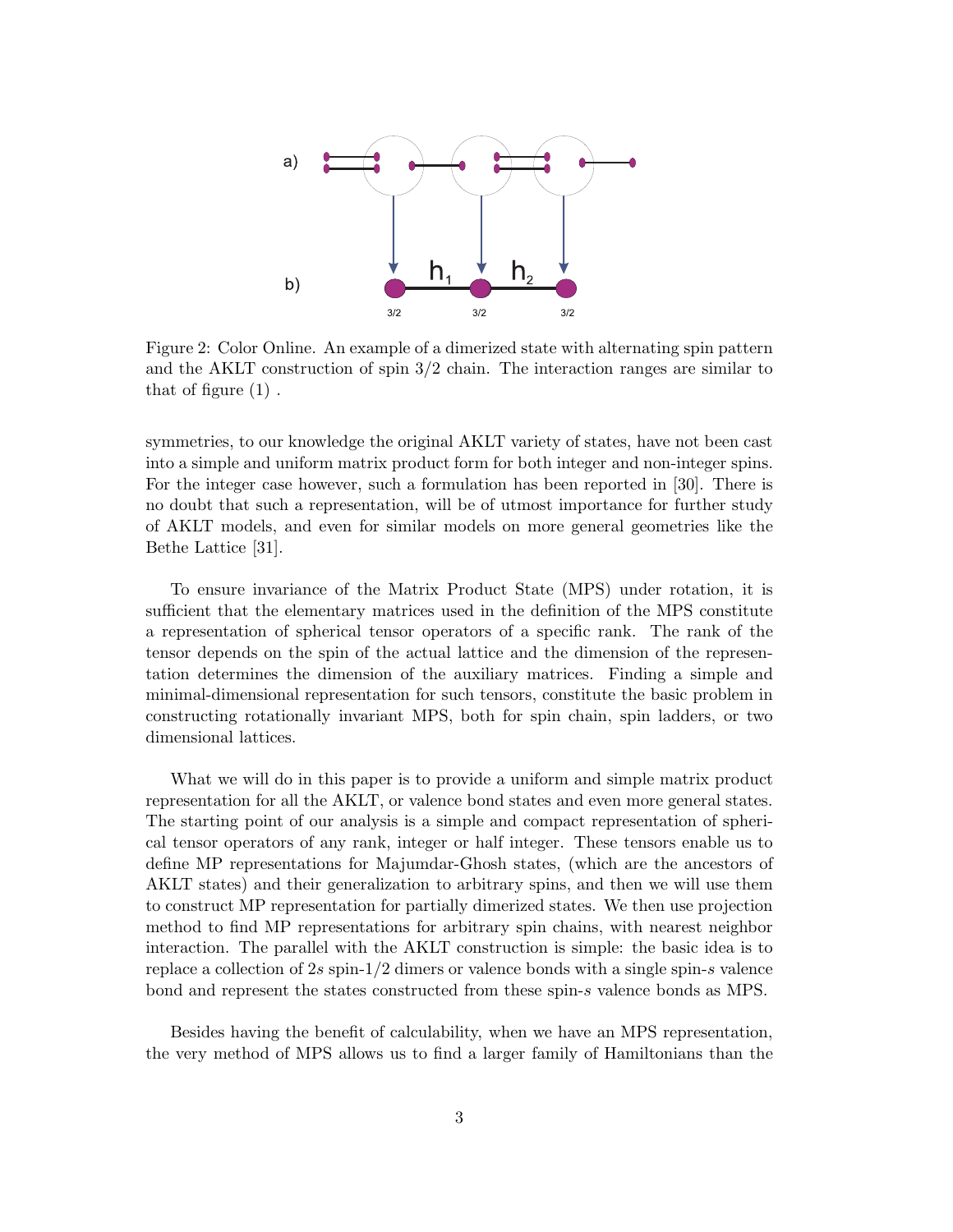Figure 2: Color Online. An example of a dimerized state with alternating spin pattern and the AKLT construction of spin 3/2 chain. The interaction ranges are similar to that of figure (1) .

symmetries, to our knowledge the original AKLT variety of states, have not been cast into a simple and uniform matrix product form for both integer and non-integer spins. For the integer case however, such a formulation has been reported in [30]. There is no doubt that such a representation, will be of utmost importance for further study of AKLT models, and even for similar models on more general geometries like the Bethe Lattice [31].

To ensure invariance of the Matrix Product State (MPS) under rotation, it is sufficient that the elementary matrices used in the definition of the MPS constitute a representation of spherical tensor operators of a specific rank. The rank of the tensor depends on the spin of the actual lattice and the dimension of the representation determines the dimension of the auxiliary matrices. Finding a simple and minimal-dimensional representation for such tensors, constitute the basic problem in constructing rotationally invariant MPS, both for spin chain, spin ladders, or two dimensional lattices.

What we will do in this paper is to provide a uniform and simple matrix product representation for all the AKLT, or valence bond states and even more general states. The starting point of our analysis is a simple and compact representation of spherical tensor operators of any rank, integer or half integer. These tensors enable us to define MP representations for Majumdar-Ghosh states, (which are the ancestors of AKLT states) and their generalization to arbitrary spins, and then we will use them to construct MP representation for partially dimerized states. We then use projection method to find MP representations for arbitrary spin chains, with nearest neighbor interaction. The parallel with the AKLT construction is simple: the basic idea is to replace a collection of $2s$ spin-1/2 dimers or valence bonds with a single spin-$s$ valence bond and represent the states constructed from these spin-$s$ valence bonds as MPS.

Besides having the benefit of calculability, when we have an MPS representation, the very method of MPS allows us to find a larger family of Hamiltonians than the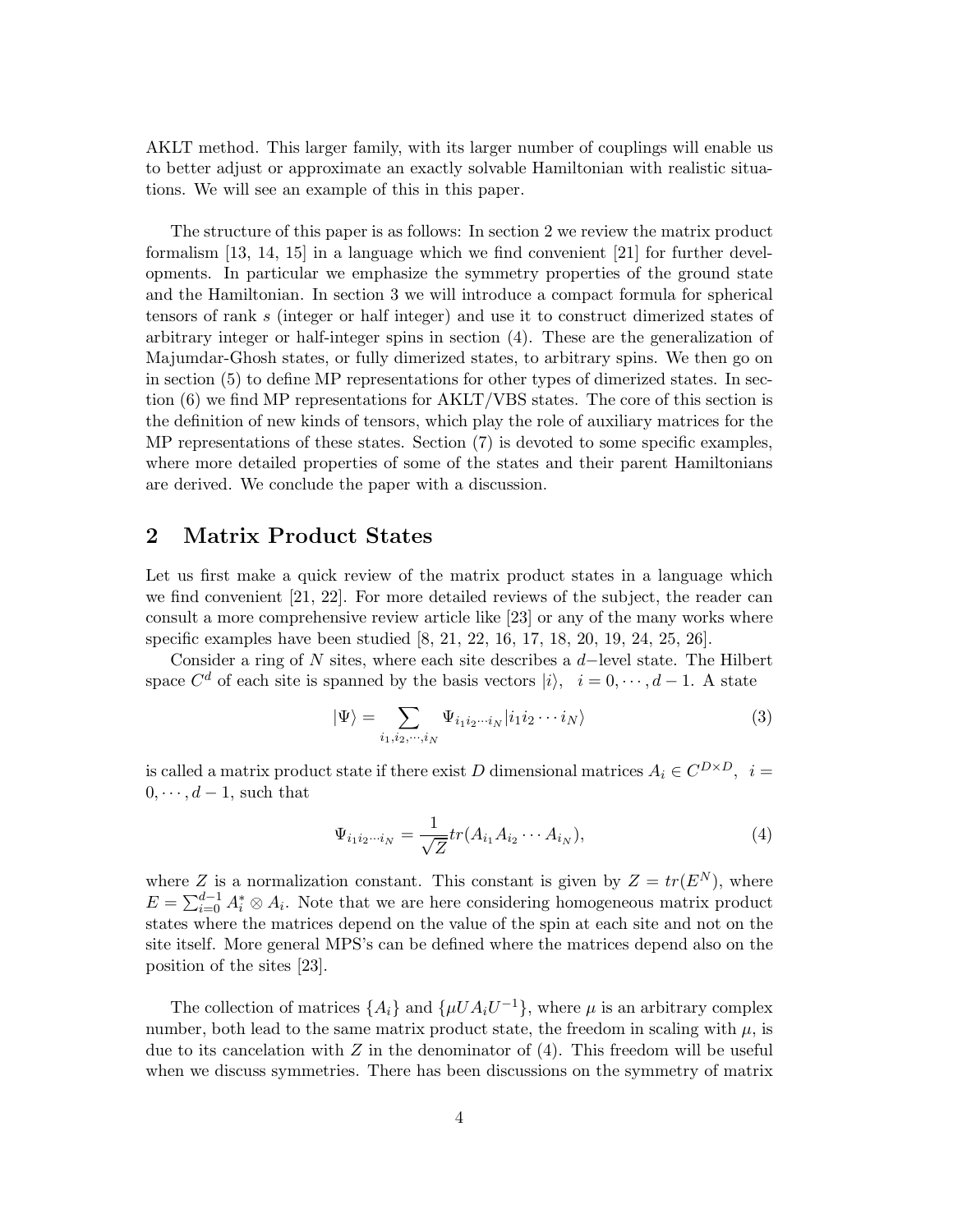AKLT method. This larger family, with its larger number of couplings will enable us to better adjust or approximate an exactly solvable Hamiltonian with realistic situations. We will see an example of this in this paper.

The structure of this paper is as follows: In section 2 we review the matrix product formalism [13, 14, 15] in a language which we find convenient [21] for further developments. In particular we emphasize the symmetry properties of the ground state and the Hamiltonian. In section 3 we will introduce a compact formula for spherical tensors of rank $s$ (integer or half integer) and use it to construct dimerized states of arbitrary integer or half-integer spins in section (4). These are the generalization of Majumdar-Ghosh states, or fully dimerized states, to arbitrary spins. We then go on in section (5) to define MP representations for other types of dimerized states. In section (6) we find MP representations for AKLT/VBS states. The core of this section is the definition of new kinds of tensors, which play the role of auxiliary matrices for the MP representations of these states. Section (7) is devoted to some specific examples, where more detailed properties of some of the states and their parent Hamiltonians are derived. We conclude the paper with a discussion.

## 2 Matrix Product States

Let us first make a quick review of the matrix product states in a language which we find convenient [21, 22]. For more detailed reviews of the subject, the reader can consult a more comprehensive review article like [23] or any of the many works where specific examples have been studied [8, 21, 22, 16, 17, 18, 20, 19, 24, 25, 26].

Consider a ring of $N$ sites, where each site describes a $d-$level state. The Hilbert space $C^d$ of each site is spanned by the basis vectors $|i\rangle, \quad i = 0, \cdots, d-1$. A state

$$|\Psi\rangle = \sum_{i_1, i_2, \cdots, i_N} \Psi_{i_1 i_2 \cdots i_N} |i_1 i_2 \cdots i_N\rangle \tag{3}$$

is called a matrix product state if there exist $D$ dimensional matrices $A_i \in C^{D\times D}, \ \ i = 0, \cdots, d-1$, such that

$$\Psi_{i_1 i_2 \cdots i_N} = \frac{1}{\sqrt{Z}} tr(A_{i_1} A_{i_2} \cdots A_{i_N}), \tag{4}$$

where $Z$ is a normalization constant. This constant is given by $Z = tr(E^N)$, where $E = \sum_{i=0}^{d-1} A_i^* \otimes A_i$. Note that we are here considering homogeneous matrix product states where the matrices depend on the value of the spin at each site and not on the site itself. More general MPS's can be defined where the matrices depend also on the position of the sites [23].

The collection of matrices $\{A_i\}$ and $\{\mu U A_i U^{-1}\}$, where $\mu$ is an arbitrary complex number, both lead to the same matrix product state, the freedom in scaling with $\mu$, is due to its cancelation with $Z$ in the denominator of (4). This freedom will be useful when we discuss symmetries. There has been discussions on the symmetry of matrix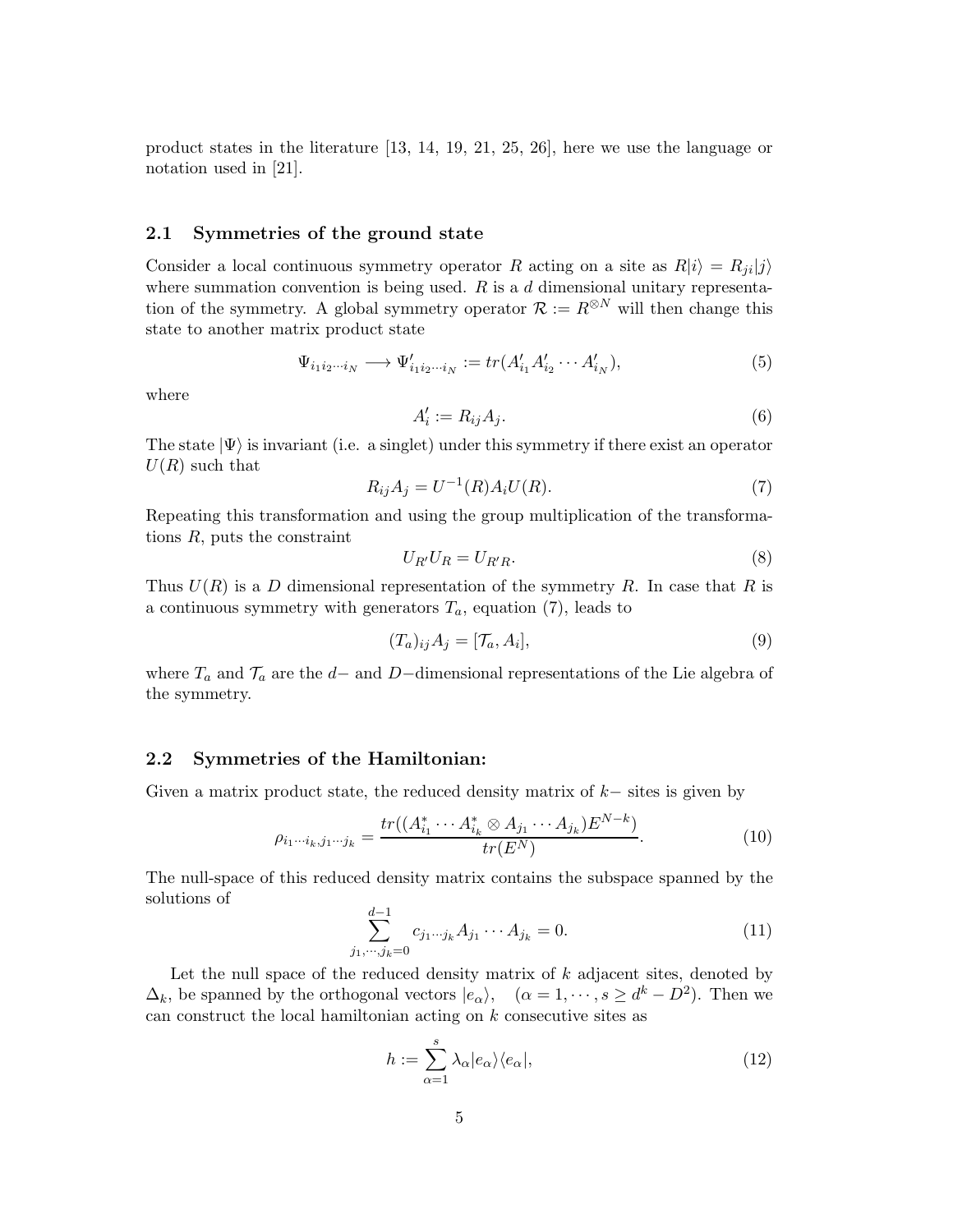product states in the literature [13, 14, 19, 21, 25, 26], here we use the language or notation used in [21].

### 2.1 Symmetries of the ground state

Consider a local continuous symmetry operator $R$ acting on a site as $R|i\rangle = R_{ji}|j\rangle$ where summation convention is being used. $R$ is a $d$ dimensional unitary representation of the symmetry. A global symmetry operator $\mathcal{R} := R^{\otimes N}$ will then change this state to another matrix product state

$$\Psi_{i_1 i_2 \cdots i_N} \longrightarrow \Psi'_{i_1 i_2 \cdots i_N} := tr(A'_{i_1} A'_{i_2} \cdots A'_{i_N}), \tag{5}$$

where

$$A'_i := R_{ij} A_j. \tag{6}$$

The state $|\Psi\rangle$ is invariant (i.e. a singlet) under this symmetry if there exist an operator $U(R)$ such that

$$R_{ij} A_j = U^{-1}(R) A_i U(R). \tag{7}$$

Repeating this transformation and using the group multiplication of the transformations $R$, puts the constraint

$$U_{R'} U_R = U_{R'R}. \tag{8}$$

Thus $U(R)$ is a $D$ dimensional representation of the symmetry $R$. In case that $R$ is a continuous symmetry with generators $T_a$, equation (7), leads to

$$(T_a)_{ij} A_j = [\mathcal{T}_a, A_i], \tag{9}$$

where $T_a$ and $\mathcal{T}_a$ are the $d-$ and $D-$dimensional representations of the Lie algebra of the symmetry.

### 2.2 Symmetries of the Hamiltonian:

Given a matrix product state, the reduced density matrix of $k-$ sites is given by

$$\rho_{i_1 \cdots i_k, j_1 \cdots j_k} = \frac{tr((A^*_{i_1} \cdots A^*_{i_k} \otimes A_{j_1} \cdots A_{j_k}) E^{N-k})}{tr(E^N)}. \tag{10}$$

The null-space of this reduced density matrix contains the subspace spanned by the solutions of

$$\sum_{j_1, \cdots, j_k = 0}^{d-1} c_{j_1 \cdots j_k} A_{j_1} \cdots A_{j_k} = 0. \tag{11}$$

Let the null space of the reduced density matrix of $k$ adjacent sites, denoted by $\Delta_k$, be spanned by the orthogonal vectors $|e_\alpha\rangle, \quad (\alpha = 1, \cdots, s \geq d^k - D^2)$. Then we can construct the local hamiltonian acting on $k$ consecutive sites as

$$h := \sum_{\alpha=1}^{s} \lambda_\alpha |e_\alpha\rangle\langle e_\alpha|, \tag{12}$$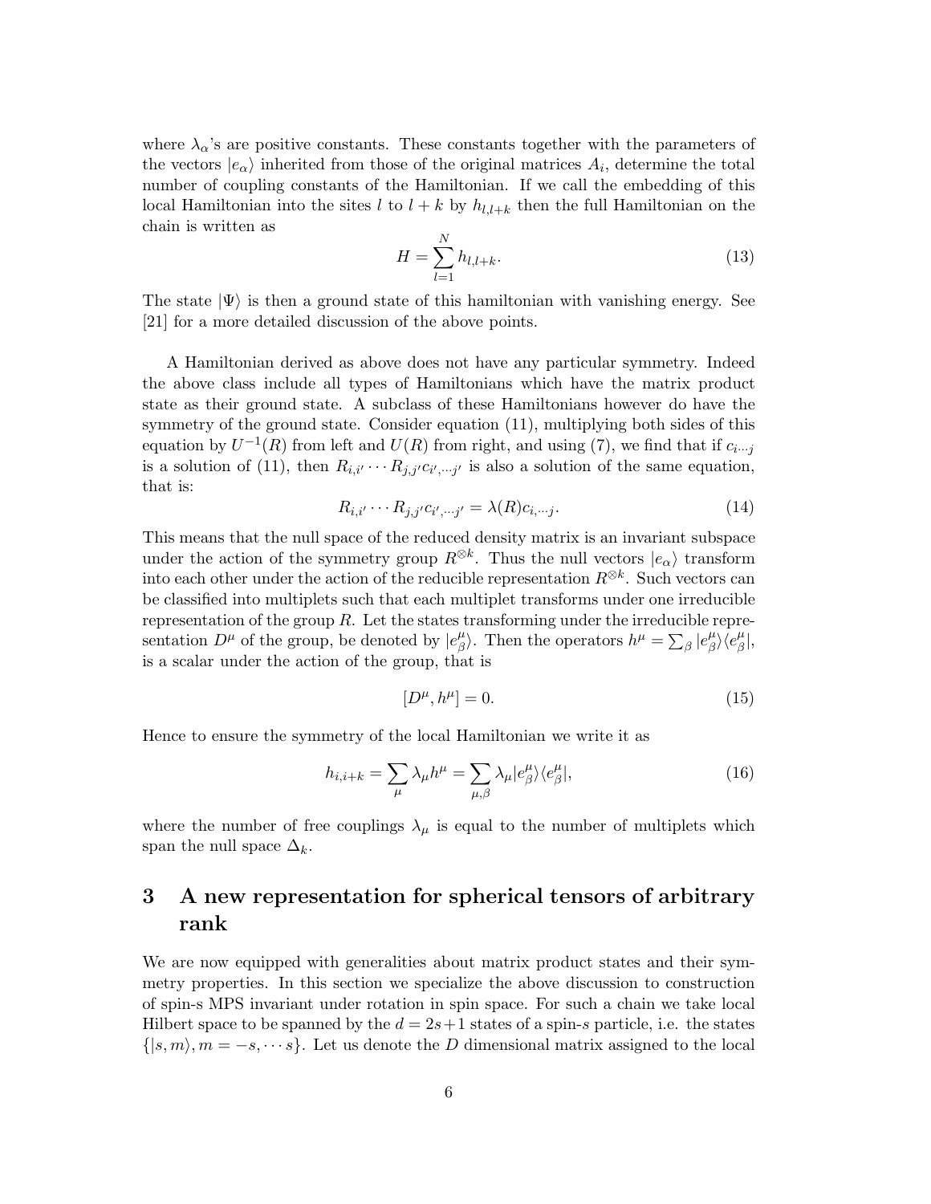where $\lambda_\alpha$'s are positive constants. These constants together with the parameters of the vectors $|e_\alpha\rangle$ inherited from those of the original matrices $A_i$, determine the total number of coupling constants of the Hamiltonian. If we call the embedding of this local Hamiltonian into the sites $l$ to $l+k$ by $h_{l,l+k}$ then the full Hamiltonian on the chain is written as

$$H = \sum_{l=1}^{N} h_{l,l+k}. \tag{13}$$

The state $|\Psi\rangle$ is then a ground state of this hamiltonian with vanishing energy. See [21] for a more detailed discussion of the above points.

A Hamiltonian derived as above does not have any particular symmetry. Indeed the above class include all types of Hamiltonians which have the matrix product state as their ground state. A subclass of these Hamiltonians however do have the symmetry of the ground state. Consider equation (11), multiplying both sides of this equation by $U^{-1}(R)$ from left and $U(R)$ from right, and using (7), we find that if $c_{i\cdots j}$ is a solution of (11), then $R_{i,i'}\cdots R_{j,j'}c_{i',\cdots j'}$ is also a solution of the same equation, that is:

$$R_{i,i'}\cdots R_{j,j'}c_{i',\cdots j'} = \lambda(R)c_{i,\cdots j}. \tag{14}$$

This means that the null space of the reduced density matrix is an invariant subspace under the action of the symmetry group $R^{\otimes k}$. Thus the null vectors $|e_\alpha\rangle$ transform into each other under the action of the reducible representation $R^{\otimes k}$. Such vectors can be classified into multiplets such that each multiplet transforms under one irreducible representation of the group $R$. Let the states transforming under the irreducible representation $D^\mu$ of the group, be denoted by $|e^\mu_\beta\rangle$. Then the operators $h^\mu = \sum_\beta |e^\mu_\beta\rangle\langle e^\mu_\beta|$, is a scalar under the action of the group, that is

$$[D^\mu, h^\mu] = 0. \tag{15}$$

Hence to ensure the symmetry of the local Hamiltonian we write it as

$$h_{i,i+k} = \sum_\mu \lambda_\mu h^\mu = \sum_{\mu,\beta} \lambda_\mu |e^\mu_\beta\rangle\langle e^\mu_\beta|, \tag{16}$$

where the number of free couplings $\lambda_\mu$ is equal to the number of multiplets which span the null space $\Delta_k$.

# 3 A new representation for spherical tensors of arbitrary rank

We are now equipped with generalities about matrix product states and their symmetry properties. In this section we specialize the above discussion to construction of spin-s MPS invariant under rotation in spin space. For such a chain we take local Hilbert space to be spanned by the $d = 2s+1$ states of a spin-$s$ particle, i.e. the states $\{|s,m\rangle, m = -s, \cdots s\}$. Let us denote the $D$ dimensional matrix assigned to the local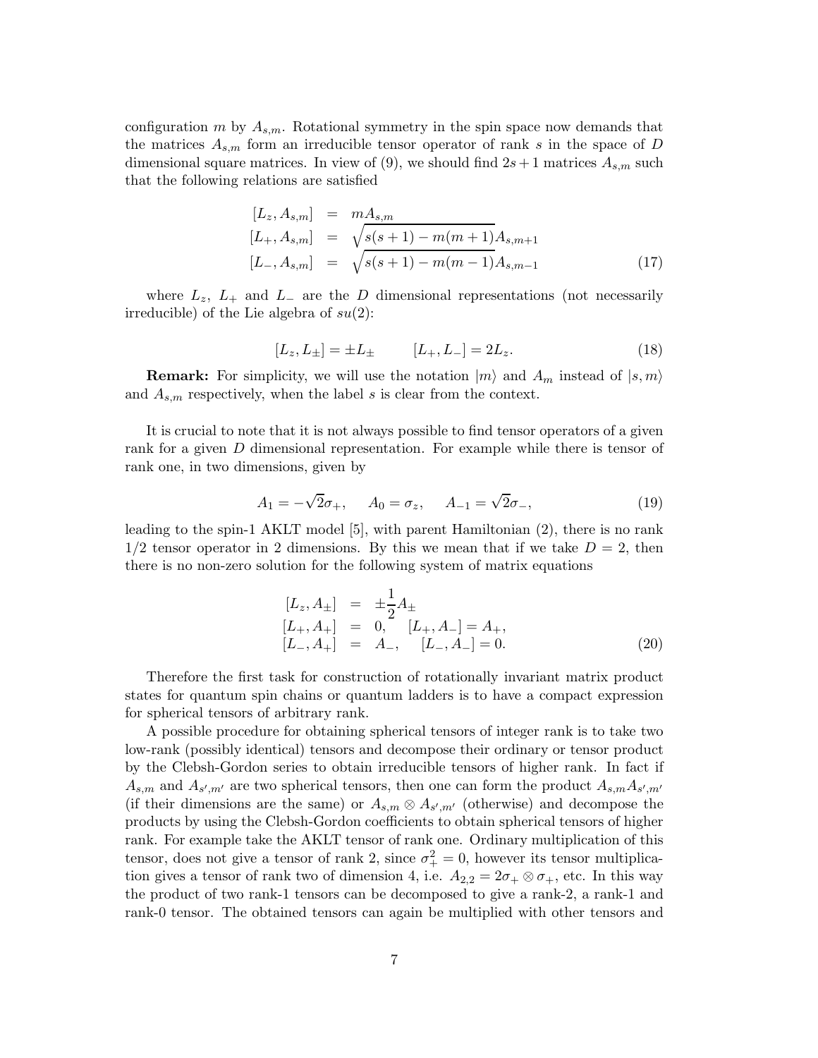configuration $m$ by $A_{s,m}$. Rotational symmetry in the spin space now demands that the matrices $A_{s,m}$ form an irreducible tensor operator of rank $s$ in the space of $D$ dimensional square matrices. In view of (9), we should find $2s+1$ matrices $A_{s,m}$ such that the following relations are satisfied

$$
\begin{aligned}
[L_z, A_{s,m}] &= mA_{s,m} \\
[L_+, A_{s,m}] &= \sqrt{s(s+1)-m(m+1)}A_{s,m+1} \\
[L_-, A_{s,m}] &= \sqrt{s(s+1)-m(m-1)}A_{s,m-1}
\end{aligned}
\tag{17}
$$

where $L_z$, $L_+$ and $L_-$ are the $D$ dimensional representations (not necessarily irreducible) of the Lie algebra of $su(2)$:

$$
[L_z, L_\pm] = \pm L_\pm \qquad [L_+, L_-] = 2L_z. \tag{18}
$$

**Remark:** For simplicity, we will use the notation $|m\rangle$ and $A_m$ instead of $|s,m\rangle$ and $A_{s,m}$ respectively, when the label $s$ is clear from the context.

It is crucial to note that it is not always possible to find tensor operators of a given rank for a given $D$ dimensional representation. For example while there is tensor of rank one, in two dimensions, given by

$$
A_1 = -\sqrt{2}\sigma_+, \quad A_0 = \sigma_z, \quad A_{-1} = \sqrt{2}\sigma_-, \tag{19}
$$

leading to the spin-1 AKLT model [5], with parent Hamiltonian (2), there is no rank $1/2$ tensor operator in 2 dimensions. By this we mean that if we take $D=2$, then there is no non-zero solution for the following system of matrix equations

$$
\begin{aligned}
[L_z, A_\pm] &= \pm\frac{1}{2}A_\pm \\
[L_+, A_+] &= 0, \quad [L_+, A_-] = A_+, \\
[L_-, A_+] &= A_-, \quad [L_-, A_-] = 0.
\end{aligned}
\tag{20}
$$

Therefore the first task for construction of rotationally invariant matrix product states for quantum spin chains or quantum ladders is to have a compact expression for spherical tensors of arbitrary rank.

A possible procedure for obtaining spherical tensors of integer rank is to take two low-rank (possibly identical) tensors and decompose their ordinary or tensor product by the Clebsh-Gordon series to obtain irreducible tensors of higher rank. In fact if $A_{s,m}$ and $A_{s',m'}$ are two spherical tensors, then one can form the product $A_{s,m}A_{s',m'}$ (if their dimensions are the same) or $A_{s,m}\otimes A_{s',m'}$ (otherwise) and decompose the products by using the Clebsh-Gordon coefficients to obtain spherical tensors of higher rank. For example take the AKLT tensor of rank one. Ordinary multiplication of this tensor, does not give a tensor of rank 2, since $\sigma_+^2 = 0$, however its tensor multiplication gives a tensor of rank two of dimension 4, i.e. $A_{2,2} = 2\sigma_+\otimes\sigma_+$, etc. In this way the product of two rank-1 tensors can be decomposed to give a rank-2, a rank-1 and rank-0 tensor. The obtained tensors can again be multiplied with other tensors and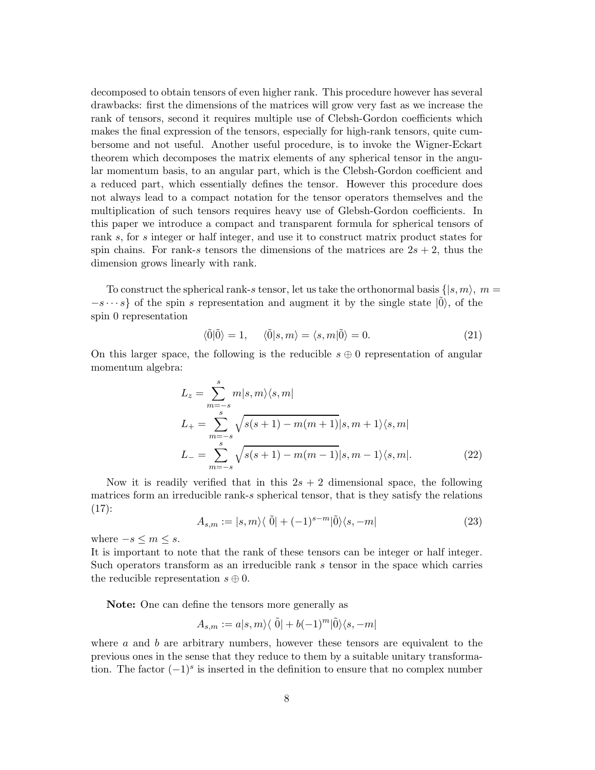decomposed to obtain tensors of even higher rank. This procedure however has several drawbacks: first the dimensions of the matrices will grow very fast as we increase the rank of tensors, second it requires multiple use of Clebsh-Gordon coefficients which makes the final expression of the tensors, especially for high-rank tensors, quite cumbersome and not useful. Another useful procedure, is to invoke the Wigner-Eckart theorem which decomposes the matrix elements of any spherical tensor in the angular momentum basis, to an angular part, which is the Clebsh-Gordon coefficient and a reduced part, which essentially defines the tensor. However this procedure does not always lead to a compact notation for the tensor operators themselves and the multiplication of such tensors requires heavy use of Glebsh-Gordon coefficients. In this paper we introduce a compact and transparent formula for spherical tensors of rank $s$, for $s$ integer or half integer, and use it to construct matrix product states for spin chains. For rank-$s$ tensors the dimensions of the matrices are $2s+2$, thus the dimension grows linearly with rank.

To construct the spherical rank-$s$ tensor, let us take the orthonormal basis $\{|s,m\rangle,\ m = -s\cdots s\}$ of the spin $s$ representation and augment it by the single state $|\tilde{0}\rangle$, of the spin 0 representation

$$\langle\tilde{0}|\tilde{0}\rangle = 1, \quad \langle\tilde{0}|s,m\rangle = \langle s,m|\tilde{0}\rangle = 0. \tag{21}$$

On this larger space, the following is the reducible $s\oplus 0$ representation of angular momentum algebra:

$$\begin{aligned}
L_z &= \sum_{m=-s}^{s} m|s,m\rangle\langle s,m| \\
L_+ &= \sum_{m=-s}^{s} \sqrt{s(s+1)-m(m+1)}|s,m+1\rangle\langle s,m| \\
L_- &= \sum_{m=-s}^{s} \sqrt{s(s+1)-m(m-1)}|s,m-1\rangle\langle s,m|.
\end{aligned} \tag{22}$$

Now it is readily verified that in this $2s+2$ dimensional space, the following matrices form an irreducible rank-$s$ spherical tensor, that is they satisfy the relations (17):

$$A_{s,m} := |s,m\rangle\langle\,\tilde{0}| + (-1)^{s-m}|\tilde{0}\rangle\langle s,-m| \tag{23}$$

where $-s\leq m\leq s$.
It is important to note that the rank of these tensors can be integer or half integer. Such operators transform as an irreducible rank $s$ tensor in the space which carries the reducible representation $s\oplus 0$.

**Note:** One can define the tensors more generally as

$$A_{s,m} := a|s,m\rangle\langle\,\tilde{0}| + b(-1)^m|\tilde{0}\rangle\langle s,-m|$$

where $a$ and $b$ are arbitrary numbers, however these tensors are equivalent to the previous ones in the sense that they reduce to them by a suitable unitary transformation. The factor $(-1)^s$ is inserted in the definition to ensure that no complex number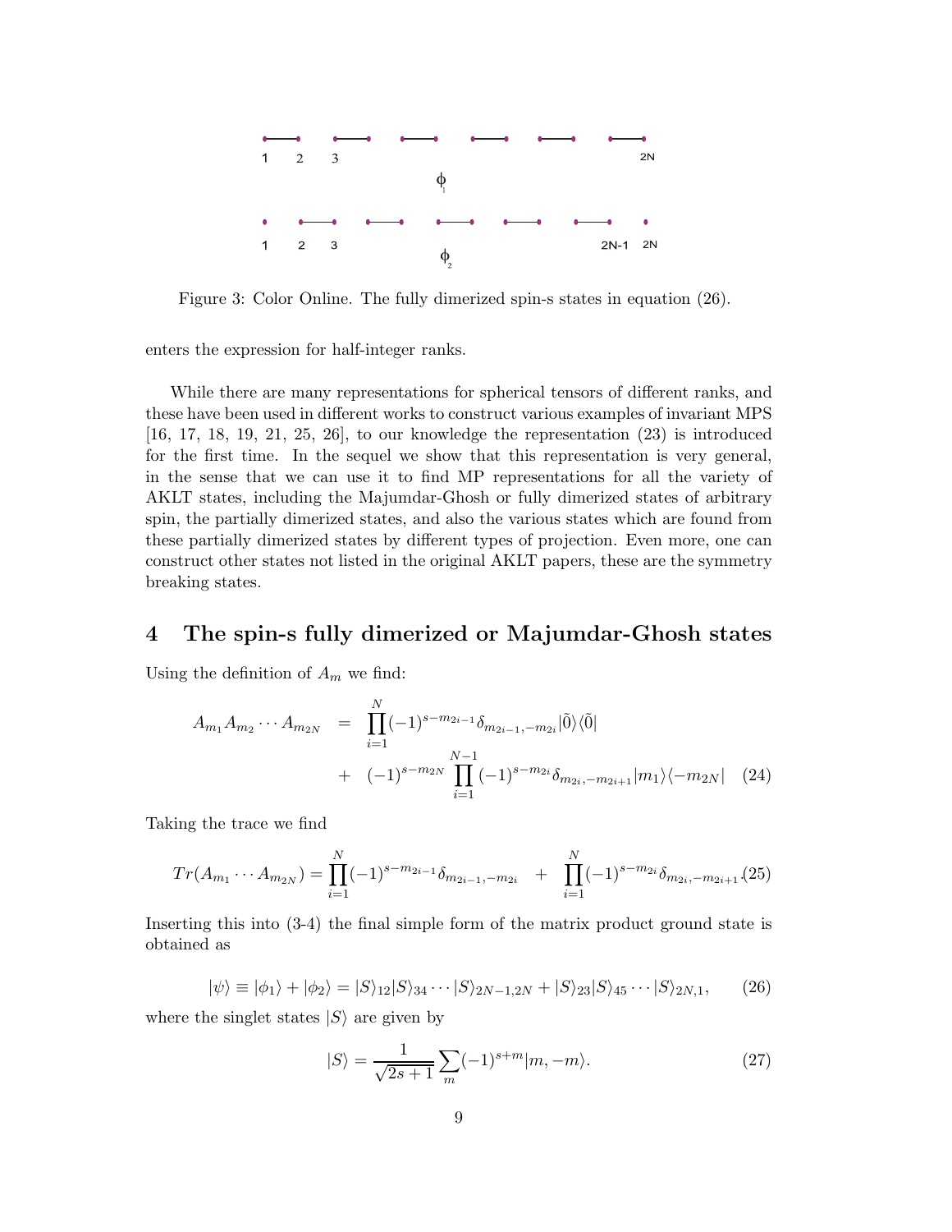Figure 3: Color Online. The fully dimerized spin-s states in equation (26).

enters the expression for half-integer ranks.

While there are many representations for spherical tensors of different ranks, and these have been used in different works to construct various examples of invariant MPS [16, 17, 18, 19, 21, 25, 26], to our knowledge the representation (23) is introduced for the first time. In the sequel we show that this representation is very general, in the sense that we can use it to find MP representations for all the variety of AKLT states, including the Majumdar-Ghosh or fully dimerized states of arbitrary spin, the partially dimerized states, and also the various states which are found from these partially dimerized states by different types of projection. Even more, one can construct other states not listed in the original AKLT papers, these are the symmetry breaking states.

## 4 The spin-s fully dimerized or Majumdar-Ghosh states

Using the definition of $A_m$ we find:

$$
\begin{aligned}
A_{m_1}A_{m_2}\cdots A_{m_{2N}} &= \prod_{i=1}^{N}(-1)^{s-m_{2i-1}}\delta_{m_{2i-1},-m_{2i}}|\tilde{0}\rangle\langle\tilde{0}| \\
&+ (-1)^{s-m_{2N}}\prod_{i=1}^{N-1}(-1)^{s-m_{2i}}\delta_{m_{2i},-m_{2i+1}}|m_1\rangle\langle -m_{2N}| \quad (24)
\end{aligned}
$$

Taking the trace we find

$$
Tr(A_{m_1}\cdots A_{m_{2N}}) = \prod_{i=1}^{N}(-1)^{s-m_{2i-1}}\delta_{m_{2i-1},-m_{2i}} + \prod_{i=1}^{N}(-1)^{s-m_{2i}}\delta_{m_{2i},-m_{2i+1}}. \quad (25)
$$

Inserting this into (3-4) the final simple form of the matrix product ground state is obtained as

$$
|\psi\rangle \equiv |\phi_1\rangle + |\phi_2\rangle = |S\rangle_{12}|S\rangle_{34}\cdots|S\rangle_{2N-1,2N} + |S\rangle_{23}|S\rangle_{45}\cdots|S\rangle_{2N,1}, \quad (26)
$$

where the singlet states $|S\rangle$ are given by

$$
|S\rangle = \frac{1}{\sqrt{2s+1}}\sum_m (-1)^{s+m}|m,-m\rangle. \quad (27)
$$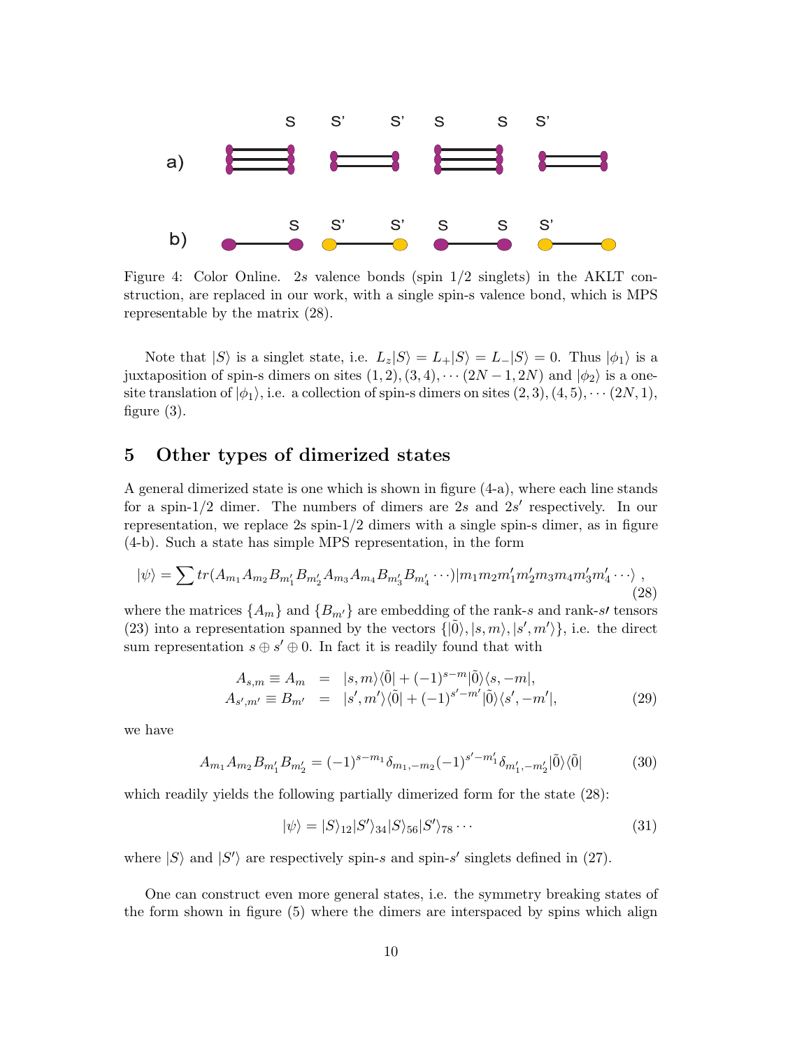Figure 4: Color Online. $2s$ valence bonds (spin 1/2 singlets) in the AKLT construction, are replaced in our work, with a single spin-s valence bond, which is MPS representable by the matrix (28).

Note that $|S\rangle$ is a singlet state, i.e. $L_z|S\rangle = L_+|S\rangle = L_-|S\rangle = 0$. Thus $|\phi_1\rangle$ is a juxtaposition of spin-s dimers on sites $(1,2),(3,4),\cdots(2N-1,2N)$ and $|\phi_2\rangle$ is a one-site translation of $|\phi_1\rangle$, i.e. a collection of spin-s dimers on sites $(2,3),(4,5),\cdots(2N,1)$, figure (3).

## 5 Other types of dimerized states

A general dimerized state is one which is shown in figure (4-a), where each line stands for a spin-1/2 dimer. The numbers of dimers are $2s$ and $2s'$ respectively. In our representation, we replace 2s spin-1/2 dimers with a single spin-s dimer, as in figure (4-b). Such a state has simple MPS representation, in the form

$$|\psi\rangle = \sum tr(A_{m_1}A_{m_2}B_{m_1'}B_{m_2'}A_{m_3}A_{m_4}B_{m_3'}B_{m_4'}\cdots)|m_1m_2m_1'm_2'm_3m_4m_3'm_4'\cdots\rangle \ , \tag{28}$$

where the matrices $\{A_m\}$ and $\{B_{m'}\}$ are embedding of the rank-$s$ and rank-$s'$ tensors (23) into a representation spanned by the vectors $\{|\tilde{0}\rangle, |s,m\rangle, |s',m'\rangle\}$, i.e. the direct sum representation $s\oplus s'\oplus 0$. In fact it is readily found that with

$$\begin{aligned} A_{s,m} \equiv A_m &= |s,m\rangle\langle\tilde{0}| + (-1)^{s-m}|\tilde{0}\rangle\langle s,-m|, \\ A_{s',m'} \equiv B_{m'} &= |s',m'\rangle\langle\tilde{0}| + (-1)^{s'-m'}|\tilde{0}\rangle\langle s',-m'|, \end{aligned} \tag{29}$$

we have

$$A_{m_1}A_{m_2}B_{m_1'}B_{m_2'} = (-1)^{s-m_1}\delta_{m_1,-m_2}(-1)^{s'-m_1'}\delta_{m_1',-m_2'}|\tilde{0}\rangle\langle\tilde{0}| \tag{30}$$

which readily yields the following partially dimerized form for the state (28):

$$|\psi\rangle = |S\rangle_{12}|S'\rangle_{34}|S\rangle_{56}|S'\rangle_{78}\cdots \tag{31}$$

where $|S\rangle$ and $|S'\rangle$ are respectively spin-$s$ and spin-$s'$ singlets defined in (27).

One can construct even more general states, i.e. the symmetry breaking states of the form shown in figure (5) where the dimers are interspaced by spins which align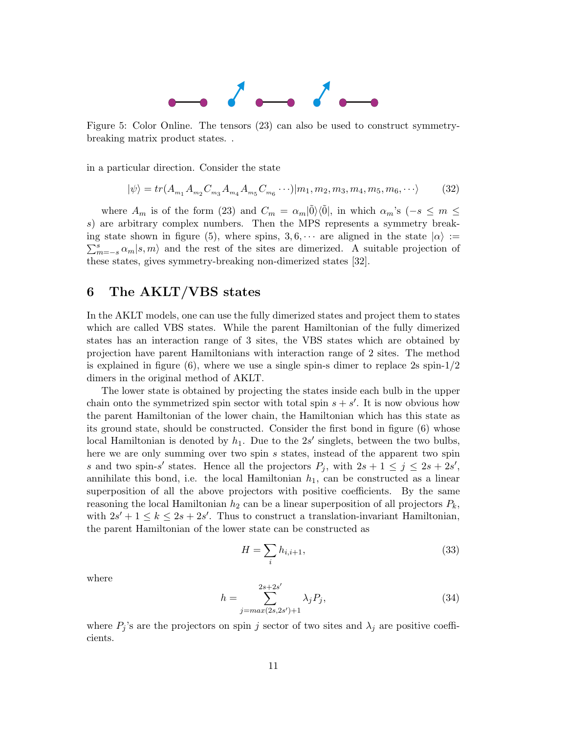Figure 5: Color Online. The tensors (23) can also be used to construct symmetry-breaking matrix product states. .

in a particular direction. Consider the state

$$|\psi\rangle = tr(A_{m_1}A_{m_2}C_{m_3}A_{m_4}A_{m_5}C_{m_6}\cdots)|m_1, m_2, m_3, m_4, m_5, m_6, \cdots\rangle \tag{32}$$

where $A_m$ is of the form (23) and $C_m = \alpha_m|\tilde{0}\rangle\langle\tilde{0}|$, in which $\alpha_m$'s ($-s \le m \le s$) are arbitrary complex numbers. Then the MPS represents a symmetry breaking state shown in figure (5), where spins, $3, 6, \cdots$ are aligned in the state $|\alpha\rangle := \sum_{m=-s}^{s}\alpha_m|s,m\rangle$ and the rest of the sites are dimerized. A suitable projection of these states, gives symmetry-breaking non-dimerized states [32].

## 6 The AKLT/VBS states

In the AKLT models, one can use the fully dimerized states and project them to states which are called VBS states. While the parent Hamiltonian of the fully dimerized states has an interaction range of 3 sites, the VBS states which are obtained by projection have parent Hamiltonians with interaction range of 2 sites. The method is explained in figure (6), where we use a single spin-s dimer to replace 2s spin-1/2 dimers in the original method of AKLT.

The lower state is obtained by projecting the states inside each bulb in the upper chain onto the symmetrized spin sector with total spin $s + s'$. It is now obvious how the parent Hamiltonian of the lower chain, the Hamiltonian which has this state as its ground state, should be constructed. Consider the first bond in figure (6) whose local Hamiltonian is denoted by $h_1$. Due to the $2s'$ singlets, between the two bulbs, here we are only summing over two spin $s$ states, instead of the apparent two spin $s$ and two spin-$s'$ states. Hence all the projectors $P_j$, with $2s + 1 \le j \le 2s + 2s'$, annihilate this bond, i.e. the local Hamiltonian $h_1$, can be constructed as a linear superposition of all the above projectors with positive coefficients. By the same reasoning the local Hamiltonian $h_2$ can be a linear superposition of all projectors $P_k$, with $2s' + 1 \le k \le 2s + 2s'$. Thus to construct a translation-invariant Hamiltonian, the parent Hamiltonian of the lower state can be constructed as

$$H = \sum_i h_{i,i+1}, \tag{33}$$

where

$$h = \sum_{j=max(2s,2s')+1}^{2s+2s'} \lambda_j P_j, \tag{34}$$

where $P_j$'s are the projectors on spin $j$ sector of two sites and $\lambda_j$ are positive coefficients.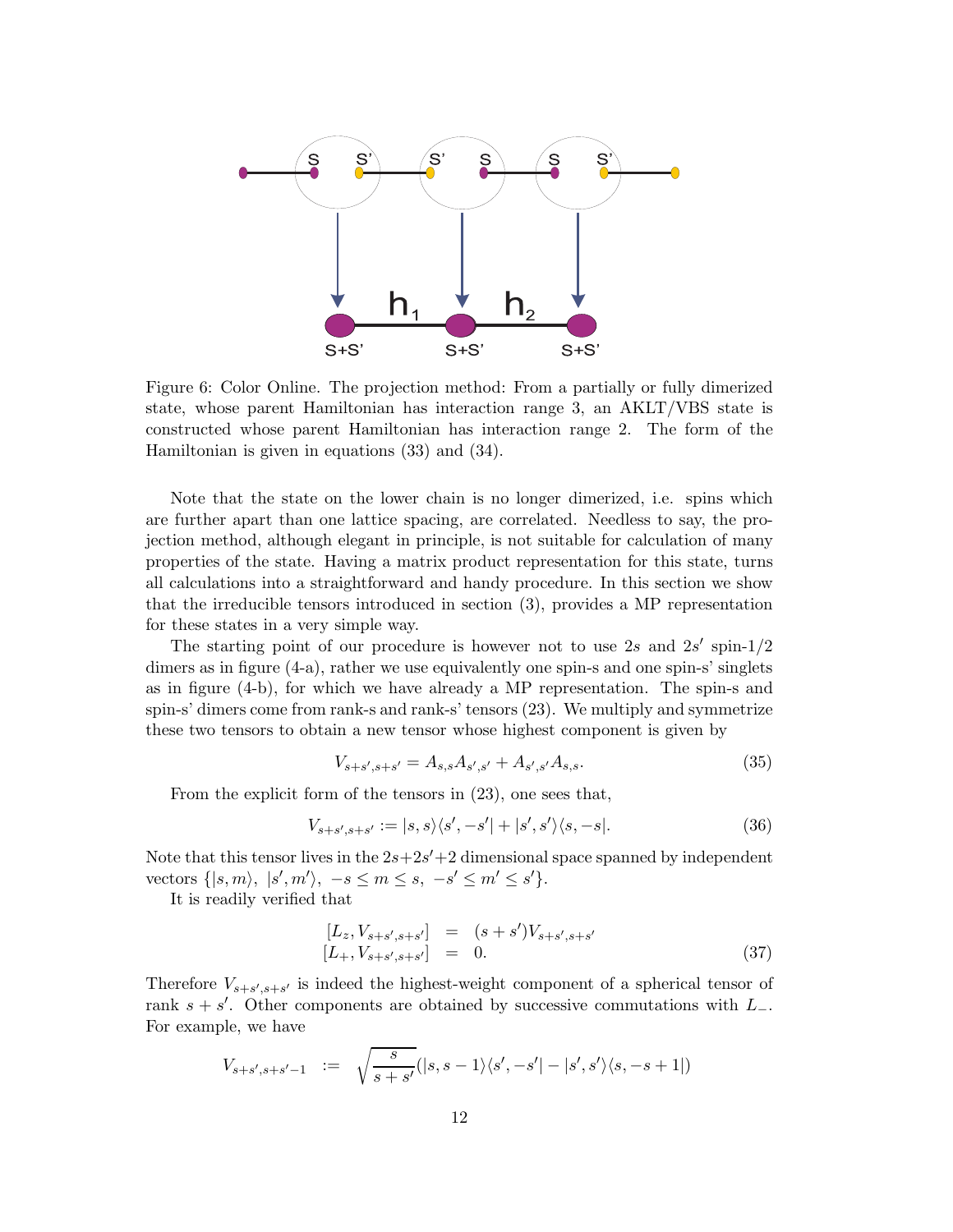Figure 6: Color Online. The projection method: From a partially or fully dimerized state, whose parent Hamiltonian has interaction range 3, an AKLT/VBS state is constructed whose parent Hamiltonian has interaction range 2. The form of the Hamiltonian is given in equations (33) and (34).

Note that the state on the lower chain is no longer dimerized, i.e. spins which are further apart than one lattice spacing, are correlated. Needless to say, the projection method, although elegant in principle, is not suitable for calculation of many properties of the state. Having a matrix product representation for this state, turns all calculations into a straightforward and handy procedure. In this section we show that the irreducible tensors introduced in section (3), provides a MP representation for these states in a very simple way.

The starting point of our procedure is however not to use $2s$ and $2s'$ spin-1/2 dimers as in figure (4-a), rather we use equivalently one spin-s and one spin-s' singlets as in figure (4-b), for which we have already a MP representation. The spin-s and spin-s' dimers come from rank-s and rank-s' tensors (23). We multiply and symmetrize these two tensors to obtain a new tensor whose highest component is given by

$$V_{s+s',s+s'} = A_{s,s}A_{s',s'} + A_{s',s'}A_{s,s}. \tag{35}$$

From the explicit form of the tensors in (23), one sees that,

$$V_{s+s',s+s'} := |s,s\rangle\langle s',-s'| + |s',s'\rangle\langle s,-s|. \tag{36}$$

Note that this tensor lives in the $2s+2s'+2$ dimensional space spanned by independent vectors $\{|s,m\rangle,\ |s',m'\rangle,\ -s \le m \le s,\ -s' \le m' \le s'\}$.

It is readily verified that

$$\begin{aligned} [L_z, V_{s+s',s+s'}] &= (s+s')V_{s+s',s+s'} \\ [L_+, V_{s+s',s+s'}] &= 0. \end{aligned} \tag{37}$$

Therefore $V_{s+s',s+s'}$ is indeed the highest-weight component of a spherical tensor of rank $s+s'$. Other components are obtained by successive commutations with $L_-$. For example, we have

$$V_{s+s',s+s'-1} := \sqrt{\frac{s}{s+s'}}(|s,s-1\rangle\langle s',-s'| - |s',s'\rangle\langle s,-s+1|)$$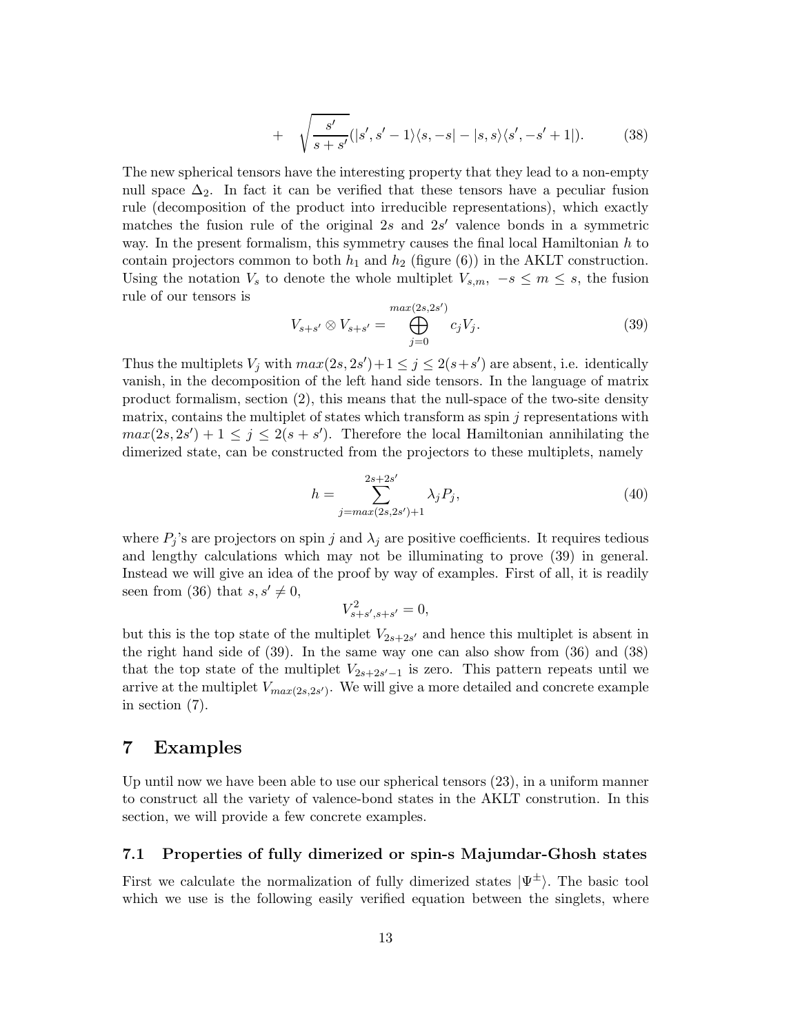$$+ \quad \sqrt{\frac{s'}{s+s'}}(|s', s'-1\rangle\langle s, -s| - |s, s\rangle\langle s', -s'+1|). \tag{38}$$

The new spherical tensors have the interesting property that they lead to a non-empty null space $\Delta_2$. In fact it can be verified that these tensors have a peculiar fusion rule (decomposition of the product into irreducible representations), which exactly matches the fusion rule of the original $2s$ and $2s'$ valence bonds in a symmetric way. In the present formalism, this symmetry causes the final local Hamiltonian $h$ to contain projectors common to both $h_1$ and $h_2$ (figure (6)) in the AKLT construction. Using the notation $V_s$ to denote the whole multiplet $V_{s,m}, \ -s \leq m \leq s$, the fusion rule of our tensors is

$$V_{s+s'} \otimes V_{s+s'} = \bigoplus_{j=0}^{max(2s,2s')} c_j V_j. \tag{39}$$

Thus the multiplets $V_j$ with $max(2s, 2s')+1 \leq j \leq 2(s+s')$ are absent, i.e. identically vanish, in the decomposition of the left hand side tensors. In the language of matrix product formalism, section (2), this means that the null-space of the two-site density matrix, contains the multiplet of states which transform as spin $j$ representations with $max(2s, 2s') + 1 \leq j \leq 2(s + s')$. Therefore the local Hamiltonian annihilating the dimerized state, can be constructed from the projectors to these multiplets, namely

$$h = \sum_{j=max(2s,2s')+1}^{2s+2s'} \lambda_j P_j, \tag{40}$$

where $P_j$'s are projectors on spin $j$ and $\lambda_j$ are positive coefficients. It requires tedious and lengthy calculations which may not be illuminating to prove (39) in general. Instead we will give an idea of the proof by way of examples. First of all, it is readily seen from (36) that $s, s' \neq 0$,

$$V^2_{s+s',s+s'} = 0,$$

but this is the top state of the multiplet $V_{2s+2s'}$ and hence this multiplet is absent in the right hand side of (39). In the same way one can also show from (36) and (38) that the top state of the multiplet $V_{2s+2s'-1}$ is zero. This pattern repeats until we arrive at the multiplet $V_{max(2s,2s')}$. We will give a more detailed and concrete example in section (7).

# 7 Examples

Up until now we have been able to use our spherical tensors (23), in a uniform manner to construct all the variety of valence-bond states in the AKLT constrution. In this section, we will provide a few concrete examples.

## 7.1 Properties of fully dimerized or spin-s Majumdar-Ghosh states

First we calculate the normalization of fully dimerized states $|\Psi^{\pm}\rangle$. The basic tool which we use is the following easily verified equation between the singlets, where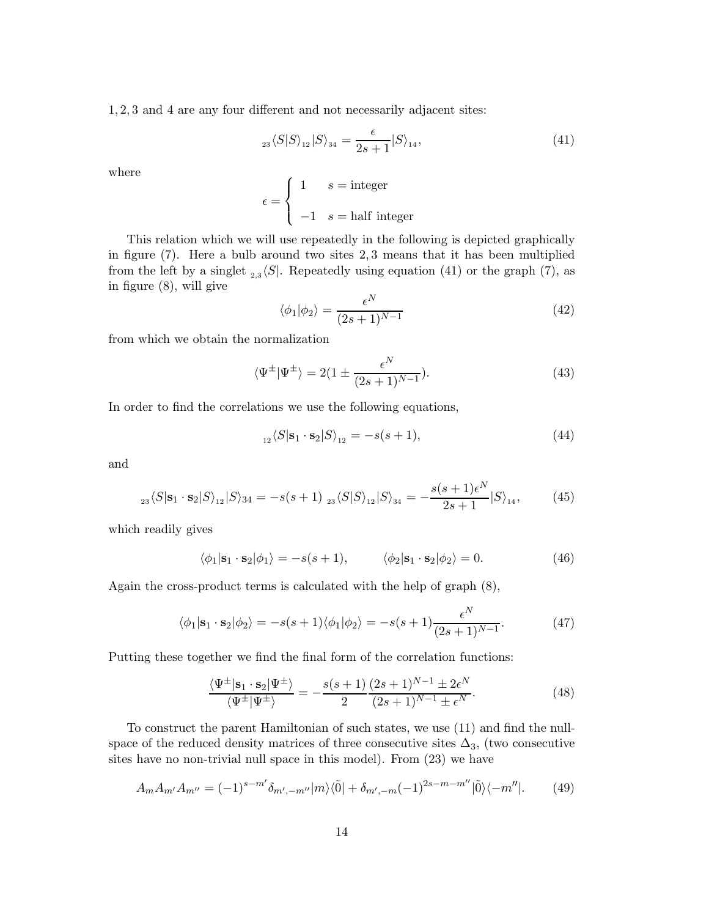$1, 2, 3$ and $4$ are any four different and not necessarily adjacent sites:

$$
{}_{23}\langle S|S\rangle_{12}|S\rangle_{34} = \frac{\epsilon}{2s+1}|S\rangle_{14}, \tag{41}
$$

where

$$
\epsilon = \begin{cases} 1 & s = \text{integer} \\ \\ -1 & s = \text{half integer} \end{cases}
$$

This relation which we will use repeatedly in the following is depicted graphically in figure (7). Here a bulb around two sites $2, 3$ means that it has been multiplied from the left by a singlet ${}_{2,3}\langle S|$. Repeatedly using equation (41) or the graph (7), as in figure (8), will give

$$
\langle \phi_1|\phi_2\rangle = \frac{\epsilon^N}{(2s+1)^{N-1}} \tag{42}
$$

from which we obtain the normalization

$$
\langle \Psi^{\pm}|\Psi^{\pm}\rangle = 2(1 \pm \frac{\epsilon^N}{(2s+1)^{N-1}}). \tag{43}
$$

In order to find the correlations we use the following equations,

$$
{}_{12}\langle S|\mathbf{s}_1 \cdot \mathbf{s}_2|S\rangle_{12} = -s(s+1), \tag{44}
$$

and

$$
{}_{23}\langle S|\mathbf{s}_1 \cdot \mathbf{s}_2|S\rangle_{12}|S\rangle_{34} = -s(s+1)\ {}_{23}\langle S|S\rangle_{12}|S\rangle_{34} = -\frac{s(s+1)\epsilon^N}{2s+1}|S\rangle_{14}, \tag{45}
$$

which readily gives

$$
\langle \phi_1|\mathbf{s}_1 \cdot \mathbf{s}_2|\phi_1\rangle = -s(s+1), \qquad \langle \phi_2|\mathbf{s}_1 \cdot \mathbf{s}_2|\phi_2\rangle = 0. \tag{46}
$$

Again the cross-product terms is calculated with the help of graph (8),

$$
\langle \phi_1|\mathbf{s}_1 \cdot \mathbf{s}_2|\phi_2\rangle = -s(s+1)\langle \phi_1|\phi_2\rangle = -s(s+1)\frac{\epsilon^N}{(2s+1)^{N-1}}. \tag{47}
$$

Putting these together we find the final form of the correlation functions:

$$
\frac{\langle \Psi^{\pm}|\mathbf{s}_1 \cdot \mathbf{s}_2|\Psi^{\pm}\rangle}{\langle \Psi^{\pm}|\Psi^{\pm}\rangle} = -\frac{s(s+1)}{2}\frac{(2s+1)^{N-1} \pm 2\epsilon^N}{(2s+1)^{N-1} \pm \epsilon^N}. \tag{48}
$$

To construct the parent Hamiltonian of such states, we use (11) and find the null-space of the reduced density matrices of three consecutive sites $\Delta_3$, (two consecutive sites have no non-trivial null space in this model). From (23) we have

$$
A_m A_{m'} A_{m''} = (-1)^{s-m'}\delta_{m',-m''}|m\rangle\langle\tilde{0}| + \delta_{m',-m}(-1)^{2s-m-m''}|\tilde{0}\rangle\langle -m''|. \tag{49}
$$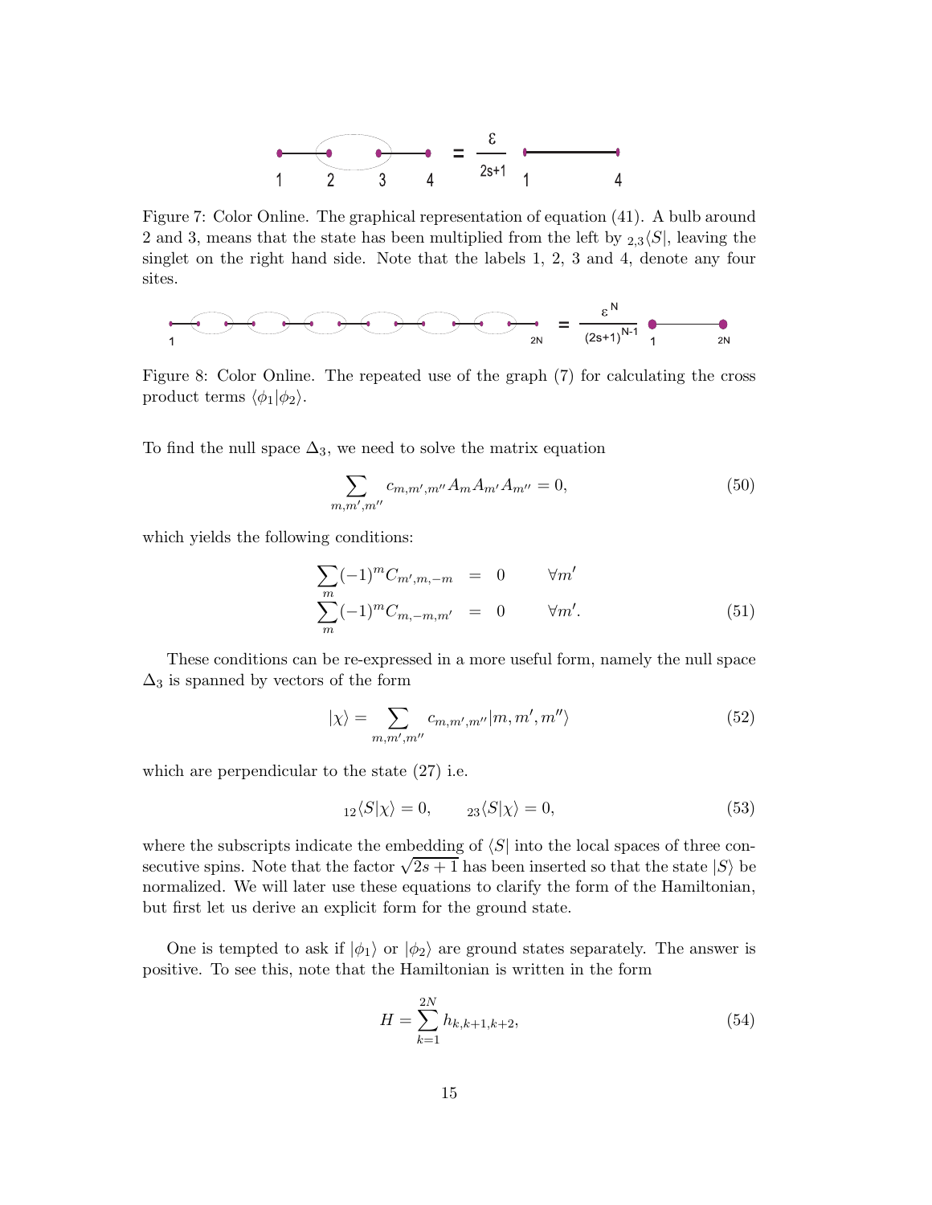Figure 7: Color Online. The graphical representation of equation (41). A bulb around 2 and 3, means that the state has been multiplied from the left by ${}_{2,3}\langle S|$, leaving the singlet on the right hand side. Note that the labels 1, 2, 3 and 4, denote any four sites.

Figure 8: Color Online. The repeated use of the graph (7) for calculating the cross product terms $\langle\phi_1|\phi_2\rangle$.

To find the null space $\Delta_3$, we need to solve the matrix equation

$$\sum_{m,m',m''} c_{m,m',m''} A_m A_{m'} A_{m''} = 0, \tag{50}$$

which yields the following conditions:

$$\begin{aligned}\sum_m (-1)^m C_{m',m,-m} &= 0 \qquad \forall m' \\ \sum_m (-1)^m C_{m,-m,m'} &= 0 \qquad \forall m'.\end{aligned} \tag{51}$$

These conditions can be re-expressed in a more useful form, namely the null space $\Delta_3$ is spanned by vectors of the form

$$|\chi\rangle = \sum_{m,m',m''} c_{m,m',m''} |m, m', m''\rangle \tag{52}$$

which are perpendicular to the state (27) i.e.

$${}_{12}\langle S|\chi\rangle = 0, \qquad {}_{23}\langle S|\chi\rangle = 0, \tag{53}$$

where the subscripts indicate the embedding of $\langle S|$ into the local spaces of three consecutive spins. Note that the factor $\sqrt{2s+1}$ has been inserted so that the state $|S\rangle$ be normalized. We will later use these equations to clarify the form of the Hamiltonian, but first let us derive an explicit form for the ground state.

One is tempted to ask if $|\phi_1\rangle$ or $|\phi_2\rangle$ are ground states separately. The answer is positive. To see this, note that the Hamiltonian is written in the form

$$H = \sum_{k=1}^{2N} h_{k,k+1,k+2}, \tag{54}$$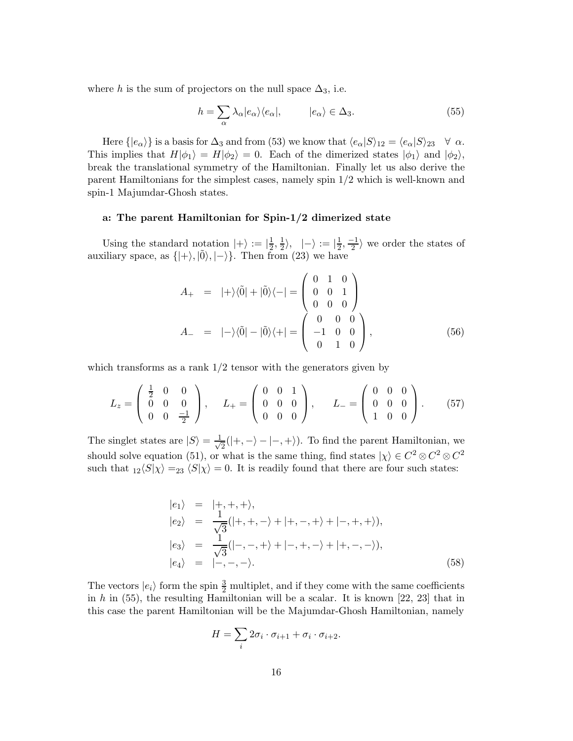where $h$ is the sum of projectors on the null space $\Delta_3$, i.e.

$$h = \sum_\alpha \lambda_\alpha |e_\alpha\rangle\langle e_\alpha|, \qquad |e_\alpha\rangle \in \Delta_3. \tag{55}$$

Here $\{|e_\alpha\rangle\}$ is a basis for $\Delta_3$ and from (53) we know that $\langle e_\alpha|S\rangle_{12} = \langle e_\alpha|S\rangle_{23} \quad \forall\ \alpha$. This implies that $H|\phi_1\rangle = H|\phi_2\rangle = 0$. Each of the dimerized states $|\phi_1\rangle$ and $|\phi_2\rangle$, break the translational symmetry of the Hamiltonian. Finally let us also derive the parent Hamiltonians for the simplest cases, namely spin 1/2 which is well-known and spin-1 Majumdar-Ghosh states.

#### a: The parent Hamiltonian for Spin-1/2 dimerized state

Using the standard notation $|+\rangle := |\frac{1}{2}, \frac{1}{2}\rangle, \ \ |-\rangle := |\frac{1}{2}, \frac{-1}{2}\rangle$ we order the states of auxiliary space, as $\{|+\rangle, |\tilde{0}\rangle, |-\rangle\}$. Then from (23) we have

$$\begin{aligned} A_+ &= |+\rangle\langle\tilde{0}| + |\tilde{0}\rangle\langle -| = \begin{pmatrix} 0 & 1 & 0 \\ 0 & 0 & 1 \\ 0 & 0 & 0 \end{pmatrix} \\ A_- &= |-\rangle\langle\tilde{0}| - |\tilde{0}\rangle\langle +| = \begin{pmatrix} 0 & 0 & 0 \\ -1 & 0 & 0 \\ 0 & 1 & 0 \end{pmatrix}, \end{aligned} \tag{56}$$

which transforms as a rank 1/2 tensor with the generators given by

$$L_z = \begin{pmatrix} \frac{1}{2} & 0 & 0 \\ 0 & 0 & 0 \\ 0 & 0 & \frac{-1}{2} \end{pmatrix}, \quad L_+ = \begin{pmatrix} 0 & 0 & 1 \\ 0 & 0 & 0 \\ 0 & 0 & 0 \end{pmatrix}, \quad L_- = \begin{pmatrix} 0 & 0 & 0 \\ 0 & 0 & 0 \\ 1 & 0 & 0 \end{pmatrix}. \tag{57}$$

The singlet states are $|S\rangle = \frac{1}{\sqrt{2}}(|+,-\rangle - |-,+\rangle)$. To find the parent Hamiltonian, we should solve equation (51), or what is the same thing, find states $|\chi\rangle \in C^2 \otimes C^2 \otimes C^2$ such that ${}_{12}\langle S|\chi\rangle = {}_{23}\langle S|\chi\rangle = 0$. It is readily found that there are four such states:

$$\begin{aligned} |e_1\rangle &= |+,+,+\rangle, \\ |e_2\rangle &= \frac{1}{\sqrt{3}}(|+,+,-\rangle + |+,-,+\rangle + |-,+,+\rangle), \\ |e_3\rangle &= \frac{1}{\sqrt{3}}(|-,-,+\rangle + |-,+,-\rangle + |+,-,-\rangle), \\ |e_4\rangle &= |-,-,-\rangle. \end{aligned} \tag{58}$$

The vectors $|e_i\rangle$ form the spin $\frac{3}{2}$ multiplet, and if they come with the same coefficients in $h$ in (55), the resulting Hamiltonian will be a scalar. It is known [22, 23] that in this case the parent Hamiltonian will be the Majumdar-Ghosh Hamiltonian, namely

$$H = \sum_i 2\sigma_i \cdot \sigma_{i+1} + \sigma_i \cdot \sigma_{i+2}.$$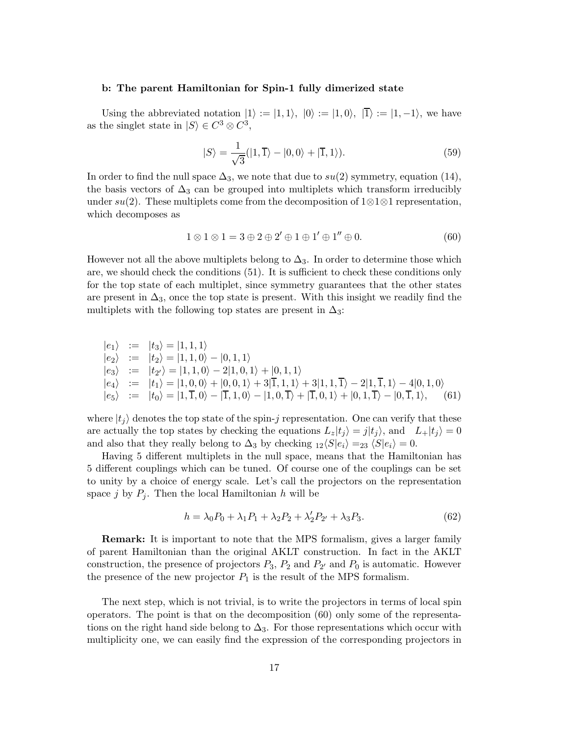### b: The parent Hamiltonian for Spin-1 fully dimerized state

Using the abbreviated notation $|1\rangle := |1,1\rangle$, $|0\rangle := |1,0\rangle$, $|\overline{1}\rangle := |1,-1\rangle$, we have as the singlet state in $|S\rangle \in C^3 \otimes C^3$,

$$|S\rangle = \frac{1}{\sqrt{3}}(|1,\overline{1}\rangle - |0,0\rangle + |\overline{1},1\rangle). \tag{59}$$

In order to find the null space $\Delta_3$, we note that due to $su(2)$ symmetry, equation (14), the basis vectors of $\Delta_3$ can be grouped into multiplets which transform irreducibly under $su(2)$. These multiplets come from the decomposition of $1\otimes 1\otimes 1$ representation, which decomposes as

$$1 \otimes 1 \otimes 1 = 3 \oplus 2 \oplus 2' \oplus 1 \oplus 1' \oplus 1'' \oplus 0. \tag{60}$$

However not all the above multiplets belong to $\Delta_3$. In order to determine those which are, we should check the conditions (51). It is sufficient to check these conditions only for the top state of each multiplet, since symmetry guarantees that the other states are present in $\Delta_3$, once the top state is present. With this insight we readily find the multiplets with the following top states are present in $\Delta_3$:

$$\begin{aligned}
|e_1\rangle &:= |t_3\rangle = |1,1,1\rangle \\
|e_2\rangle &:= |t_2\rangle = |1,1,0\rangle - |0,1,1\rangle \\
|e_3\rangle &:= |t_{2'}\rangle = |1,1,0\rangle - 2|1,0,1\rangle + |0,1,1\rangle \\
|e_4\rangle &:= |t_1\rangle = |1,0,0\rangle + |0,0,1\rangle + 3|\overline{1},1,1\rangle + 3|1,1,\overline{1}\rangle - 2|1,\overline{1},1\rangle - 4|0,1,0\rangle \\
|e_5\rangle &:= |t_0\rangle = |1,\overline{1},0\rangle - |\overline{1},1,0\rangle - |1,0,\overline{1}\rangle + |\overline{1},0,1\rangle + |0,1,\overline{1}\rangle - |0,\overline{1},1\rangle,
\end{aligned} \tag{61}$$

where $|t_j\rangle$ denotes the top state of the spin-$j$ representation. One can verify that these are actually the top states by checking the equations $L_z|t_j\rangle = j|t_j\rangle$, and $L_+|t_j\rangle = 0$ and also that they really belong to $\Delta_3$ by checking ${}_{12}\langle S|e_i\rangle = {}_{23}\langle S|e_i\rangle = 0$.

Having 5 different multiplets in the null space, means that the Hamiltonian has 5 different couplings which can be tuned. Of course one of the couplings can be set to unity by a choice of energy scale. Let's call the projectors on the representation space $j$ by $P_j$. Then the local Hamiltonian $h$ will be

$$h = \lambda_0 P_0 + \lambda_1 P_1 + \lambda_2 P_2 + \lambda_2' P_{2'} + \lambda_3 P_3. \tag{62}$$

**Remark:** It is important to note that the MPS formalism, gives a larger family of parent Hamiltonian than the original AKLT construction. In fact in the AKLT construction, the presence of projectors $P_3$, $P_2$ and $P_{2'}$ and $P_0$ is automatic. However the presence of the new projector $P_1$ is the result of the MPS formalism.

The next step, which is not trivial, is to write the projectors in terms of local spin operators. The point is that on the decomposition (60) only some of the representations on the right hand side belong to $\Delta_3$. For those representations which occur with multiplicity one, we can easily find the expression of the corresponding projectors in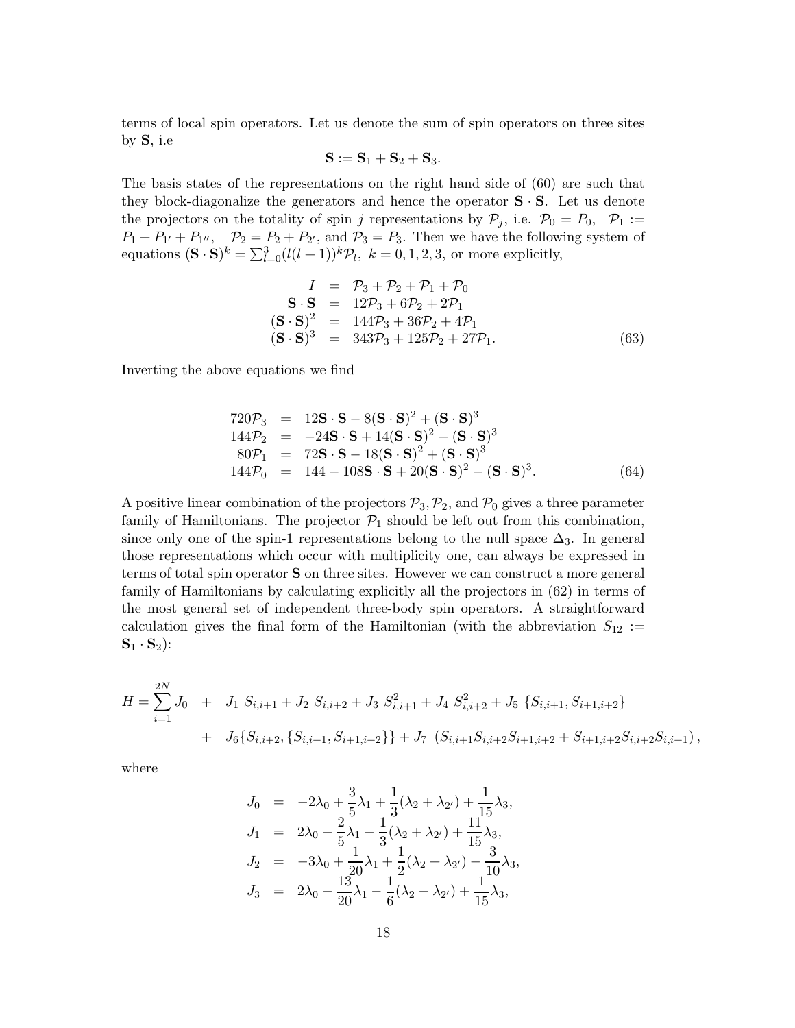terms of local spin operators. Let us denote the sum of spin operators on three sites by $\mathbf{S}$, i.e

$$\mathbf{S} := \mathbf{S}_1 + \mathbf{S}_2 + \mathbf{S}_3.$$

The basis states of the representations on the right hand side of (60) are such that they block-diagonalize the generators and hence the operator $\mathbf{S} \cdot \mathbf{S}$. Let us denote the projectors on the totality of spin $j$ representations by $\mathcal{P}_j$, i.e. $\mathcal{P}_0 = P_0$, $\mathcal{P}_1 := P_1 + P_{1'} + P_{1''}$, $\mathcal{P}_2 = P_2 + P_{2'}$, and $\mathcal{P}_3 = P_3$. Then we have the following system of equations $(\mathbf{S} \cdot \mathbf{S})^k = \sum_{l=0}^{3} (l(l+1))^k \mathcal{P}_l$, $k = 0, 1, 2, 3$, or more explicitly,

$$
\begin{aligned}
I &= \mathcal{P}_3 + \mathcal{P}_2 + \mathcal{P}_1 + \mathcal{P}_0 \\
\mathbf{S} \cdot \mathbf{S} &= 12\mathcal{P}_3 + 6\mathcal{P}_2 + 2\mathcal{P}_1 \\
(\mathbf{S} \cdot \mathbf{S})^2 &= 144\mathcal{P}_3 + 36\mathcal{P}_2 + 4\mathcal{P}_1 \\
(\mathbf{S} \cdot \mathbf{S})^3 &= 343\mathcal{P}_3 + 125\mathcal{P}_2 + 27\mathcal{P}_1.
\end{aligned}
\tag{63}
$$

Inverting the above equations we find

$$
\begin{aligned}
720\mathcal{P}_3 &= 12\mathbf{S} \cdot \mathbf{S} - 8(\mathbf{S} \cdot \mathbf{S})^2 + (\mathbf{S} \cdot \mathbf{S})^3 \\
144\mathcal{P}_2 &= -24\mathbf{S} \cdot \mathbf{S} + 14(\mathbf{S} \cdot \mathbf{S})^2 - (\mathbf{S} \cdot \mathbf{S})^3 \\
80\mathcal{P}_1 &= 72\mathbf{S} \cdot \mathbf{S} - 18(\mathbf{S} \cdot \mathbf{S})^2 + (\mathbf{S} \cdot \mathbf{S})^3 \\
144\mathcal{P}_0 &= 144 - 108\mathbf{S} \cdot \mathbf{S} + 20(\mathbf{S} \cdot \mathbf{S})^2 - (\mathbf{S} \cdot \mathbf{S})^3.
\end{aligned}
\tag{64}
$$

A positive linear combination of the projectors $\mathcal{P}_3, \mathcal{P}_2$, and $\mathcal{P}_0$ gives a three parameter family of Hamiltonians. The projector $\mathcal{P}_1$ should be left out from this combination, since only one of the spin-1 representations belong to the null space $\Delta_3$. In general those representations which occur with multiplicity one, can always be expressed in terms of total spin operator $\mathbf{S}$ on three sites. However we can construct a more general family of Hamiltonians by calculating explicitly all the projectors in (62) in terms of the most general set of independent three-body spin operators. A straightforward calculation gives the final form of the Hamiltonian (with the abbreviation $S_{12} := \mathbf{S}_1 \cdot \mathbf{S}_2$):

$$
\begin{aligned}
H = \sum_{i=1}^{2N} J_0 \;&+\; J_1\, S_{i,i+1} + J_2\, S_{i,i+2} + J_3\, S_{i,i+1}^2 + J_4\, S_{i,i+2}^2 + J_5\, \{S_{i,i+1}, S_{i+1,i+2}\} \\
&+\; J_6 \{S_{i,i+2}, \{S_{i,i+1}, S_{i+1,i+2}\}\} + J_7\, \left(S_{i,i+1} S_{i,i+2} S_{i+1,i+2} + S_{i+1,i+2} S_{i,i+2} S_{i,i+1}\right),
\end{aligned}
$$

where

$$
\begin{aligned}
J_0 &= -2\lambda_0 + \frac{3}{5}\lambda_1 + \frac{1}{3}(\lambda_2 + \lambda_{2'}) + \frac{1}{15}\lambda_3, \\
J_1 &= 2\lambda_0 - \frac{2}{5}\lambda_1 - \frac{1}{3}(\lambda_2 + \lambda_{2'}) + \frac{11}{15}\lambda_3, \\
J_2 &= -3\lambda_0 + \frac{1}{20}\lambda_1 + \frac{1}{2}(\lambda_2 + \lambda_{2'}) - \frac{3}{10}\lambda_3, \\
J_3 &= 2\lambda_0 - \frac{13}{20}\lambda_1 - \frac{1}{6}(\lambda_2 - \lambda_{2'}) + \frac{1}{15}\lambda_3,
\end{aligned}
$$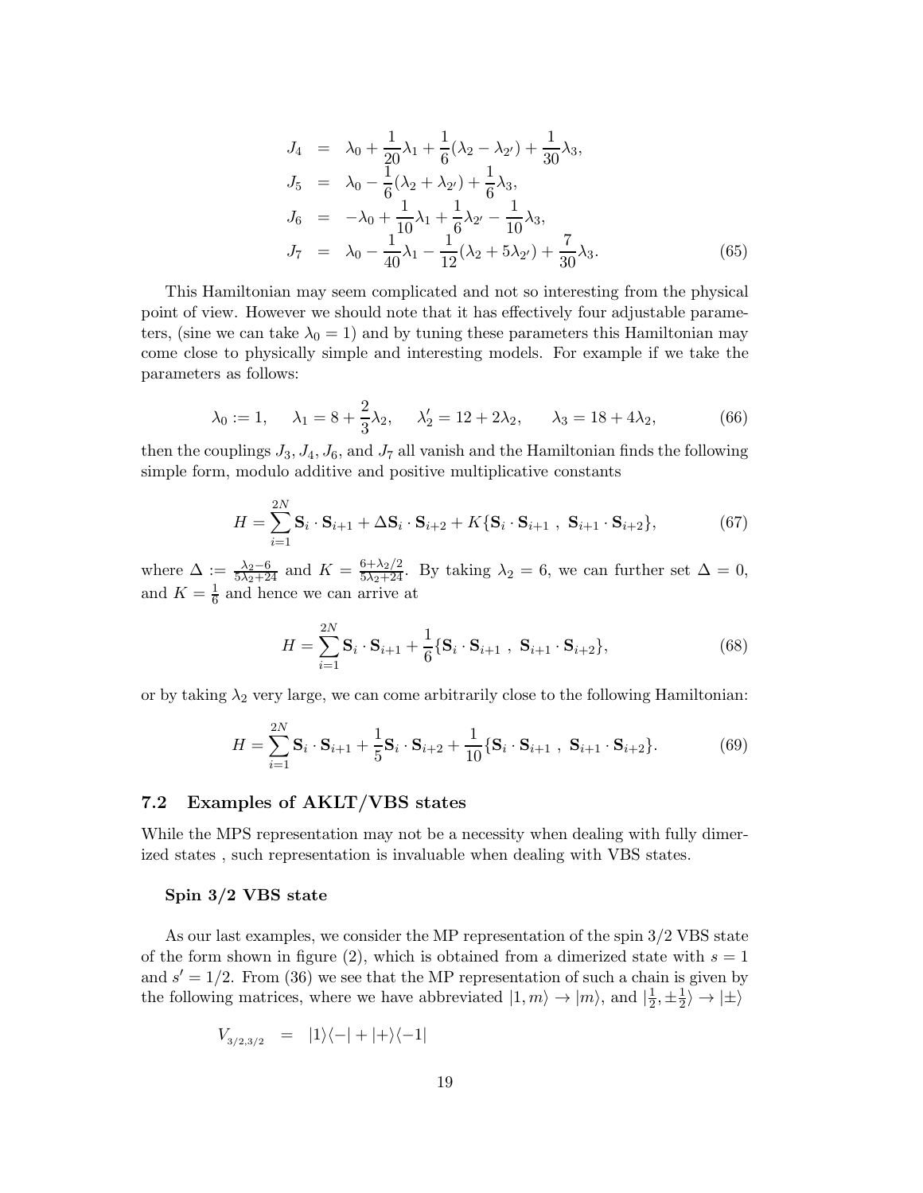$$
\begin{aligned}
J_4 &= \lambda_0 + \frac{1}{20}\lambda_1 + \frac{1}{6}(\lambda_2 - \lambda_{2'}) + \frac{1}{30}\lambda_3, \\
J_5 &= \lambda_0 - \frac{1}{6}(\lambda_2 + \lambda_{2'}) + \frac{1}{6}\lambda_3, \\
J_6 &= -\lambda_0 + \frac{1}{10}\lambda_1 + \frac{1}{6}\lambda_{2'} - \frac{1}{10}\lambda_3, \\
J_7 &= \lambda_0 - \frac{1}{40}\lambda_1 - \frac{1}{12}(\lambda_2 + 5\lambda_{2'}) + \frac{7}{30}\lambda_3.
\end{aligned} \tag{65}
$$

This Hamiltonian may seem complicated and not so interesting from the physical point of view. However we should note that it has effectively four adjustable parameters, (sine we can take $\lambda_0 = 1$) and by tuning these parameters this Hamiltonian may come close to physically simple and interesting models. For example if we take the parameters as follows:

$$
\lambda_0 := 1, \quad \lambda_1 = 8 + \frac{2}{3}\lambda_2, \quad \lambda_2' = 12 + 2\lambda_2, \quad \lambda_3 = 18 + 4\lambda_2, \tag{66}
$$

then the couplings $J_3, J_4, J_6$, and $J_7$ all vanish and the Hamiltonian finds the following simple form, modulo additive and positive multiplicative constants

$$
H = \sum_{i=1}^{2N} \mathbf{S}_i \cdot \mathbf{S}_{i+1} + \Delta \mathbf{S}_i \cdot \mathbf{S}_{i+2} + K\{\mathbf{S}_i \cdot \mathbf{S}_{i+1} \ , \ \mathbf{S}_{i+1} \cdot \mathbf{S}_{i+2}\}, \tag{67}
$$

where $\Delta := \frac{\lambda_2 - 6}{5\lambda_2 + 24}$ and $K = \frac{6 + \lambda_2/2}{5\lambda_2 + 24}$. By taking $\lambda_2 = 6$, we can further set $\Delta = 0$, and $K = \frac{1}{6}$ and hence we can arrive at

$$
H = \sum_{i=1}^{2N} \mathbf{S}_i \cdot \mathbf{S}_{i+1} + \frac{1}{6}\{\mathbf{S}_i \cdot \mathbf{S}_{i+1} \ , \ \mathbf{S}_{i+1} \cdot \mathbf{S}_{i+2}\}, \tag{68}
$$

or by taking $\lambda_2$ very large, we can come arbitrarily close to the following Hamiltonian:

$$
H = \sum_{i=1}^{2N} \mathbf{S}_i \cdot \mathbf{S}_{i+1} + \frac{1}{5}\mathbf{S}_i \cdot \mathbf{S}_{i+2} + \frac{1}{10}\{\mathbf{S}_i \cdot \mathbf{S}_{i+1} \ , \ \mathbf{S}_{i+1} \cdot \mathbf{S}_{i+2}\}. \tag{69}
$$

## 7.2 Examples of AKLT/VBS states

While the MPS representation may not be a necessity when dealing with fully dimerized states , such representation is invaluable when dealing with VBS states.

**Spin 3/2 VBS state**

As our last examples, we consider the MP representation of the spin 3/2 VBS state of the form shown in figure (2), which is obtained from a dimerized state with $s = 1$ and $s' = 1/2$. From (36) we see that the MP representation of such a chain is given by the following matrices, where we have abbreviated $|1, m\rangle \to |m\rangle$, and $|\frac{1}{2}, \pm\frac{1}{2}\rangle \to |\pm\rangle$

$$
V_{3/2,3/2} = |1\rangle\langle -| + |+\rangle\langle -1|
$$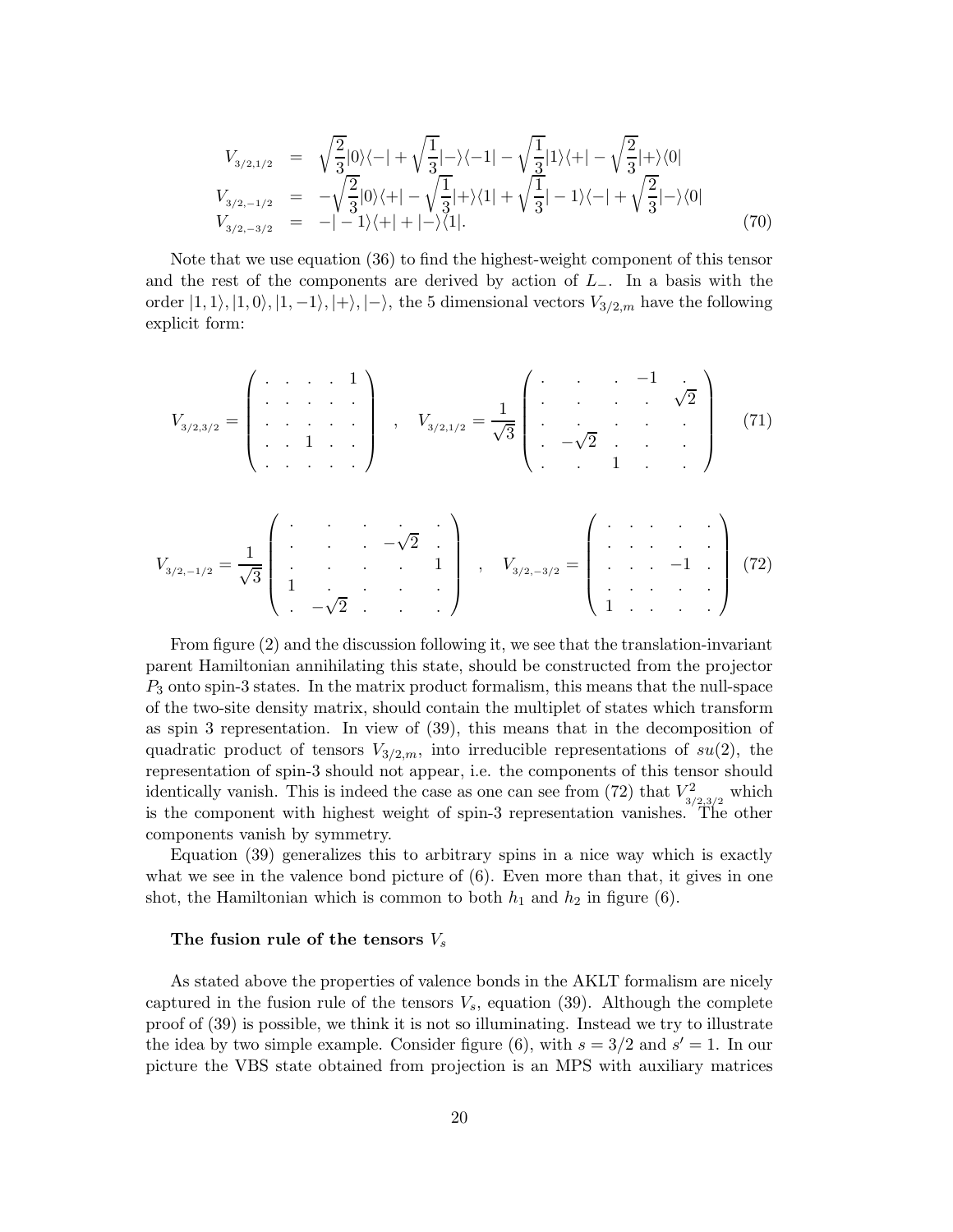$$
\begin{aligned}
V_{3/2,1/2} &= \sqrt{\frac{2}{3}}|0\rangle\langle -| + \sqrt{\frac{1}{3}}|-\rangle\langle -1| - \sqrt{\frac{1}{3}}|1\rangle\langle +| - \sqrt{\frac{2}{3}}|+\rangle\langle 0| \\
V_{3/2,-1/2} &= -\sqrt{\frac{2}{3}}|0\rangle\langle +| - \sqrt{\frac{1}{3}}|+\rangle\langle 1| + \sqrt{\frac{1}{3}}|-1\rangle\langle -| + \sqrt{\frac{2}{3}}|-\rangle\langle 0| \\
V_{3/2,-3/2} &= -|-1\rangle\langle +| + |-\rangle\langle 1|.
\end{aligned} \tag{70}
$$

Note that we use equation (36) to find the highest-weight component of this tensor and the rest of the components are derived by action of $L_-$. In a basis with the order $|1,1\rangle, |1,0\rangle, |1,-1\rangle, |+\rangle, |-\rangle$, the 5 dimensional vectors $V_{3/2,m}$ have the following explicit form:

$$
V_{3/2,3/2} = \begin{pmatrix} \cdot & \cdot & \cdot & \cdot & 1 \\ \cdot & \cdot & \cdot & \cdot & \cdot \\ \cdot & \cdot & \cdot & \cdot & \cdot \\ \cdot & \cdot & 1 & \cdot & \cdot \\ \cdot & \cdot & \cdot & \cdot & \cdot \end{pmatrix} \quad , \quad V_{3/2,1/2} = \frac{1}{\sqrt{3}} \begin{pmatrix} \cdot & \cdot & \cdot & -1 & \cdot \\ \cdot & \cdot & \cdot & \cdot & \sqrt{2} \\ \cdot & \cdot & \cdot & \cdot & \cdot \\ \cdot & -\sqrt{2} & \cdot & \cdot & \cdot \\ \cdot & \cdot & 1 & \cdot & \cdot \end{pmatrix} \tag{71}
$$

$$
V_{3/2,-1/2} = \frac{1}{\sqrt{3}} \begin{pmatrix} \cdot & \cdot & \cdot & \cdot & \cdot \\ \cdot & \cdot & \cdot & -\sqrt{2} & \cdot \\ \cdot & \cdot & \cdot & \cdot & 1 \\ 1 & \cdot & \cdot & \cdot & \cdot \\ \cdot & -\sqrt{2} & \cdot & \cdot & \cdot \end{pmatrix} \quad , \quad V_{3/2,-3/2} = \begin{pmatrix} \cdot & \cdot & \cdot & \cdot & \cdot \\ \cdot & \cdot & \cdot & \cdot & \cdot \\ \cdot & \cdot & \cdot & -1 & \cdot \\ \cdot & \cdot & \cdot & \cdot & \cdot \\ 1 & \cdot & \cdot & \cdot & \cdot \end{pmatrix} \tag{72}
$$

From figure (2) and the discussion following it, we see that the translation-invariant parent Hamiltonian annihilating this state, should be constructed from the projector $P_3$ onto spin-3 states. In the matrix product formalism, this means that the null-space of the two-site density matrix, should contain the multiplet of states which transform as spin 3 representation. In view of (39), this means that in the decomposition of quadratic product of tensors $V_{3/2,m}$, into irreducible representations of $su(2)$, the representation of spin-3 should not appear, i.e. the components of this tensor should identically vanish. This is indeed the case as one can see from (72) that $V^2_{3/2,3/2}$ which is the component with highest weight of spin-3 representation vanishes. The other components vanish by symmetry.

Equation (39) generalizes this to arbitrary spins in a nice way which is exactly what we see in the valence bond picture of (6). Even more than that, it gives in one shot, the Hamiltonian which is common to both $h_1$ and $h_2$ in figure (6).

**The fusion rule of the tensors $V_s$**

As stated above the properties of valence bonds in the AKLT formalism are nicely captured in the fusion rule of the tensors $V_s$, equation (39). Although the complete proof of (39) is possible, we think it is not so illuminating. Instead we try to illustrate the idea by two simple example. Consider figure (6), with $s = 3/2$ and $s' = 1$. In our picture the VBS state obtained from projection is an MPS with auxiliary matrices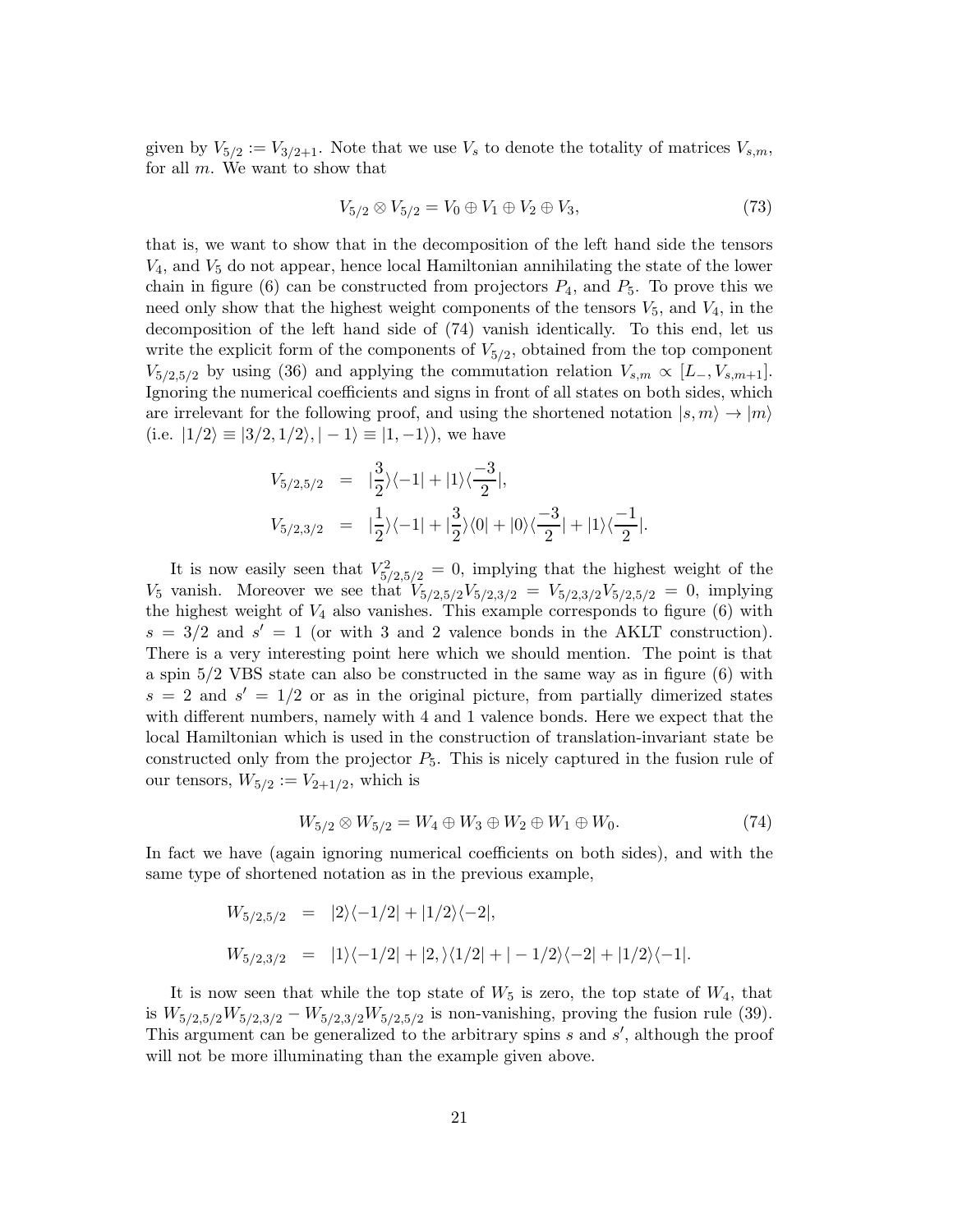given by $V_{5/2} := V_{3/2+1}$. Note that we use $V_s$ to denote the totality of matrices $V_{s,m}$, for all $m$. We want to show that

$$V_{5/2} \otimes V_{5/2} = V_0 \oplus V_1 \oplus V_2 \oplus V_3, \tag{73}$$

that is, we want to show that in the decomposition of the left hand side the tensors $V_4$, and $V_5$ do not appear, hence local Hamiltonian annihilating the state of the lower chain in figure (6) can be constructed from projectors $P_4$, and $P_5$. To prove this we need only show that the highest weight components of the tensors $V_5$, and $V_4$, in the decomposition of the left hand side of (74) vanish identically. To this end, let us write the explicit form of the components of $V_{5/2}$, obtained from the top component $V_{5/2,5/2}$ by using (36) and applying the commutation relation $V_{s,m} \propto [L_-, V_{s,m+1}]$. Ignoring the numerical coefficients and signs in front of all states on both sides, which are irrelevant for the following proof, and using the shortened notation $|s,m\rangle \rightarrow |m\rangle$ (i.e. $|1/2\rangle \equiv |3/2,1/2\rangle, |-1\rangle \equiv |1,-1\rangle$), we have

$$\begin{aligned}
V_{5/2,5/2} &= |\frac{3}{2}\rangle\langle -1| + |1\rangle\langle\frac{-3}{2}|, \\
V_{5/2,3/2} &= |\frac{1}{2}\rangle\langle -1| + |\frac{3}{2}\rangle\langle 0| + |0\rangle\langle\frac{-3}{2}| + |1\rangle\langle\frac{-1}{2}|.
\end{aligned}$$

It is now easily seen that $V_{5/2,5/2}^2 = 0$, implying that the highest weight of the $V_5$ vanish. Moreover we see that $V_{5/2,5/2}V_{5/2,3/2} = V_{5/2,3/2}V_{5/2,5/2} = 0$, implying the highest weight of $V_4$ also vanishes. This example corresponds to figure (6) with $s = 3/2$ and $s' = 1$ (or with 3 and 2 valence bonds in the AKLT construction). There is a very interesting point here which we should mention. The point is that a spin 5/2 VBS state can also be constructed in the same way as in figure (6) with $s = 2$ and $s' = 1/2$ or as in the original picture, from partially dimerized states with different numbers, namely with 4 and 1 valence bonds. Here we expect that the local Hamiltonian which is used in the construction of translation-invariant state be constructed only from the projector $P_5$. This is nicely captured in the fusion rule of our tensors, $W_{5/2} := V_{2+1/2}$, which is

$$W_{5/2} \otimes W_{5/2} = W_4 \oplus W_3 \oplus W_2 \oplus W_1 \oplus W_0. \tag{74}$$

In fact we have (again ignoring numerical coefficients on both sides), and with the same type of shortened notation as in the previous example,

$$\begin{aligned}
W_{5/2,5/2} &= |2\rangle\langle -1/2| + |1/2\rangle\langle -2|, \\
W_{5/2,3/2} &= |1\rangle\langle -1/2| + |2,\rangle\langle 1/2| + |-1/2\rangle\langle -2| + |1/2\rangle\langle -1|.
\end{aligned}$$

It is now seen that while the top state of $W_5$ is zero, the top state of $W_4$, that is $W_{5/2,5/2}W_{5/2,3/2} - W_{5/2,3/2}W_{5/2,5/2}$ is non-vanishing, proving the fusion rule (39). This argument can be generalized to the arbitrary spins $s$ and $s'$, although the proof will not be more illuminating than the example given above.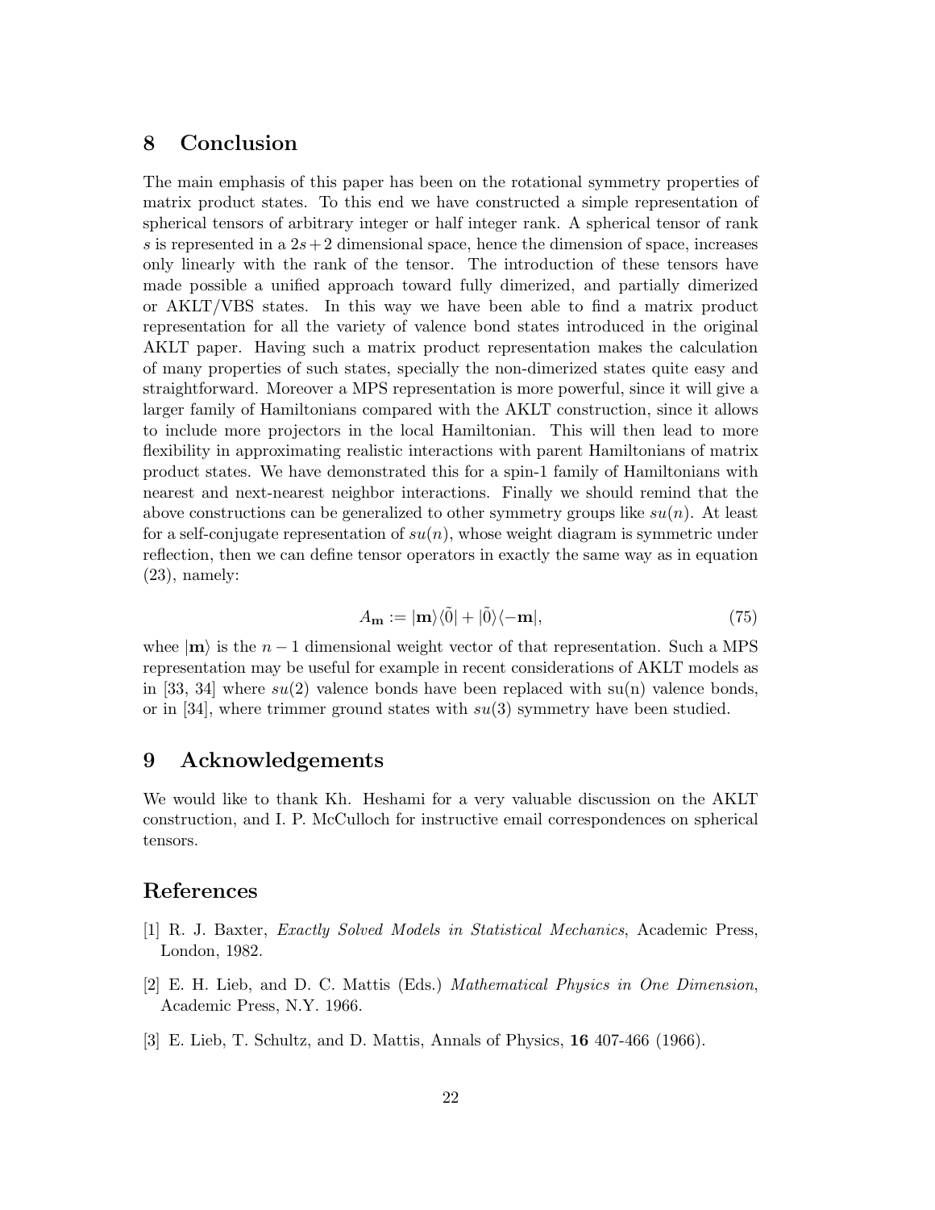## 8 Conclusion

The main emphasis of this paper has been on the rotational symmetry properties of matrix product states. To this end we have constructed a simple representation of spherical tensors of arbitrary integer or half integer rank. A spherical tensor of rank $s$ is represented in a $2s+2$ dimensional space, hence the dimension of space, increases only linearly with the rank of the tensor. The introduction of these tensors have made possible a unified approach toward fully dimerized, and partially dimerized or AKLT/VBS states. In this way we have been able to find a matrix product representation for all the variety of valence bond states introduced in the original AKLT paper. Having such a matrix product representation makes the calculation of many properties of such states, specially the non-dimerized states quite easy and straightforward. Moreover a MPS representation is more powerful, since it will give a larger family of Hamiltonians compared with the AKLT construction, since it allows to include more projectors in the local Hamiltonian. This will then lead to more flexibility in approximating realistic interactions with parent Hamiltonians of matrix product states. We have demonstrated this for a spin-1 family of Hamiltonians with nearest and next-nearest neighbor interactions. Finally we should remind that the above constructions can be generalized to other symmetry groups like $su(n)$. At least for a self-conjugate representation of $su(n)$, whose weight diagram is symmetric under reflection, then we can define tensor operators in exactly the same way as in equation (23), namely:

$$A_{\mathbf{m}} := |\mathbf{m}\rangle\langle\tilde{0}| + |\tilde{0}\rangle\langle-\mathbf{m}|, \tag{75}$$

whee $|\mathbf{m}\rangle$ is the $n-1$ dimensional weight vector of that representation. Such a MPS representation may be useful for example in recent considerations of AKLT models as in [33, 34] where $su(2)$ valence bonds have been replaced with su(n) valence bonds, or in [34], where trimmer ground states with $su(3)$ symmetry have been studied.

## 9 Acknowledgements

We would like to thank Kh. Heshami for a very valuable discussion on the AKLT construction, and I. P. McCulloch for instructive email correspondences on spherical tensors.

## References

[1] R. J. Baxter, *Exactly Solved Models in Statistical Mechanics*, Academic Press, London, 1982.

[2] E. H. Lieb, and D. C. Mattis (Eds.) *Mathematical Physics in One Dimension*, Academic Press, N.Y. 1966.

[3] E. Lieb, T. Schultz, and D. Mattis, Annals of Physics, **16** 407-466 (1966).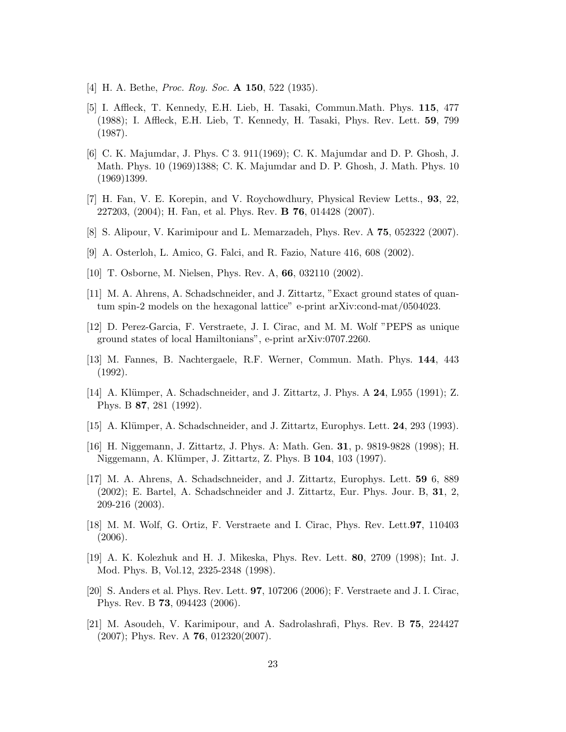[4] H. A. Bethe, *Proc. Roy. Soc.* **A 150**, 522 (1935).

[5] I. Affleck, T. Kennedy, E.H. Lieb, H. Tasaki, Commun.Math. Phys. **115**, 477 (1988); I. Affleck, E.H. Lieb, T. Kennedy, H. Tasaki, Phys. Rev. Lett. **59**, 799 (1987).

[6] C. K. Majumdar, J. Phys. C 3. 911(1969); C. K. Majumdar and D. P. Ghosh, J. Math. Phys. 10 (1969)1388; C. K. Majumdar and D. P. Ghosh, J. Math. Phys. 10 (1969)1399.

[7] H. Fan, V. E. Korepin, and V. Roychowdhury, Physical Review Letts., **93**, 22, 227203, (2004); H. Fan, et al. Phys. Rev. **B 76**, 014428 (2007).

[8] S. Alipour, V. Karimipour and L. Memarzadeh, Phys. Rev. A **75**, 052322 (2007).

[9] A. Osterloh, L. Amico, G. Falci, and R. Fazio, Nature 416, 608 (2002).

[10] T. Osborne, M. Nielsen, Phys. Rev. A, **66**, 032110 (2002).

[11] M. A. Ahrens, A. Schadschneider, and J. Zittartz, "Exact ground states of quantum spin-2 models on the hexagonal lattice" e-print arXiv:cond-mat/0504023.

[12] D. Perez-Garcia, F. Verstraete, J. I. Cirac, and M. M. Wolf "PEPS as unique ground states of local Hamiltonians", e-print arXiv:0707.2260.

[13] M. Fannes, B. Nachtergaele, R.F. Werner, Commun. Math. Phys. **144**, 443 (1992).

[14] A. Klümper, A. Schadschneider, and J. Zittartz, J. Phys. A **24**, L955 (1991); Z. Phys. B **87**, 281 (1992).

[15] A. Klümper, A. Schadschneider, and J. Zittartz, Europhys. Lett. **24**, 293 (1993).

[16] H. Niggemann, J. Zittartz, J. Phys. A: Math. Gen. **31**, p. 9819-9828 (1998); H. Niggemann, A. Klümper, J. Zittartz, Z. Phys. B **104**, 103 (1997).

[17] M. A. Ahrens, A. Schadschneider, and J. Zittartz, Europhys. Lett. **59** 6, 889 (2002); E. Bartel, A. Schadschneider and J. Zittartz, Eur. Phys. Jour. B, **31**, 2, 209-216 (2003).

[18] M. M. Wolf, G. Ortiz, F. Verstraete and I. Cirac, Phys. Rev. Lett.**97**, 110403 (2006).

[19] A. K. Kolezhuk and H. J. Mikeska, Phys. Rev. Lett. **80**, 2709 (1998); Int. J. Mod. Phys. B, Vol.12, 2325-2348 (1998).

[20] S. Anders et al. Phys. Rev. Lett. **97**, 107206 (2006); F. Verstraete and J. I. Cirac, Phys. Rev. B **73**, 094423 (2006).

[21] M. Asoudeh, V. Karimipour, and A. Sadrolashrafi, Phys. Rev. B **75**, 224427 (2007); Phys. Rev. A **76**, 012320(2007).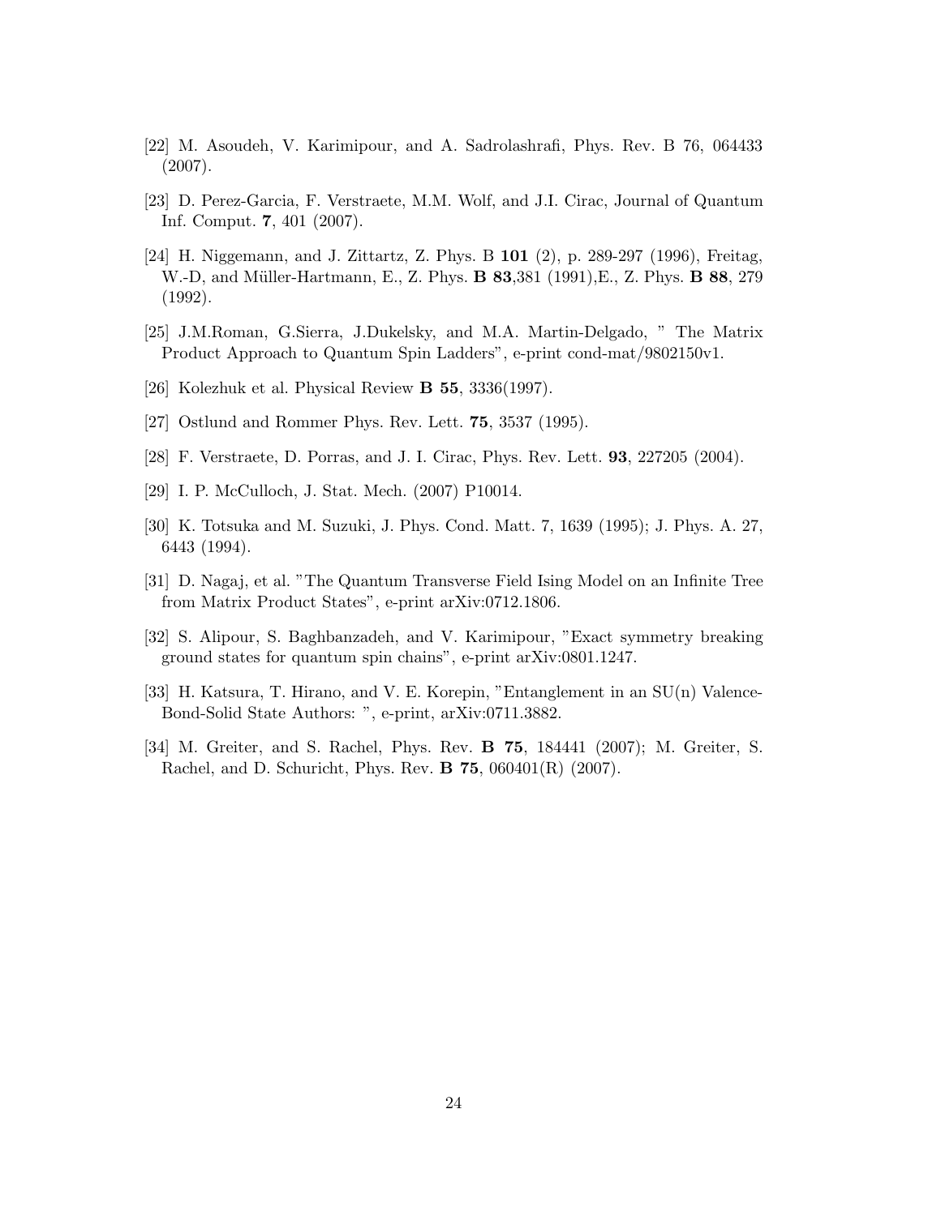[22] M. Asoudeh, V. Karimipour, and A. Sadrolashrafi, Phys. Rev. B 76, 064433 (2007).

[23] D. Perez-Garcia, F. Verstraete, M.M. Wolf, and J.I. Cirac, Journal of Quantum Inf. Comput. **7**, 401 (2007).

[24] H. Niggemann, and J. Zittartz, Z. Phys. B **101** (2), p. 289-297 (1996), Freitag, W.-D, and Müller-Hartmann, E., Z. Phys. **B 83**,381 (1991),E., Z. Phys. **B 88**, 279 (1992).

[25] J.M.Roman, G.Sierra, J.Dukelsky, and M.A. Martin-Delgado, " The Matrix Product Approach to Quantum Spin Ladders", e-print cond-mat/9802150v1.

[26] Kolezhuk et al. Physical Review **B 55**, 3336(1997).

[27] Ostlund and Rommer Phys. Rev. Lett. **75**, 3537 (1995).

[28] F. Verstraete, D. Porras, and J. I. Cirac, Phys. Rev. Lett. **93**, 227205 (2004).

[29] I. P. McCulloch, J. Stat. Mech. (2007) P10014.

[30] K. Totsuka and M. Suzuki, J. Phys. Cond. Matt. 7, 1639 (1995); J. Phys. A. 27, 6443 (1994).

[31] D. Nagaj, et al. "The Quantum Transverse Field Ising Model on an Infinite Tree from Matrix Product States", e-print arXiv:0712.1806.

[32] S. Alipour, S. Baghbanzadeh, and V. Karimipour, "Exact symmetry breaking ground states for quantum spin chains", e-print arXiv:0801.1247.

[33] H. Katsura, T. Hirano, and V. E. Korepin, "Entanglement in an SU(n) Valence-Bond-Solid State Authors: ", e-print, arXiv:0711.3882.

[34] M. Greiter, and S. Rachel, Phys. Rev. **B 75**, 184441 (2007); M. Greiter, S. Rachel, and D. Schuricht, Phys. Rev. **B 75**, 060401(R) (2007).